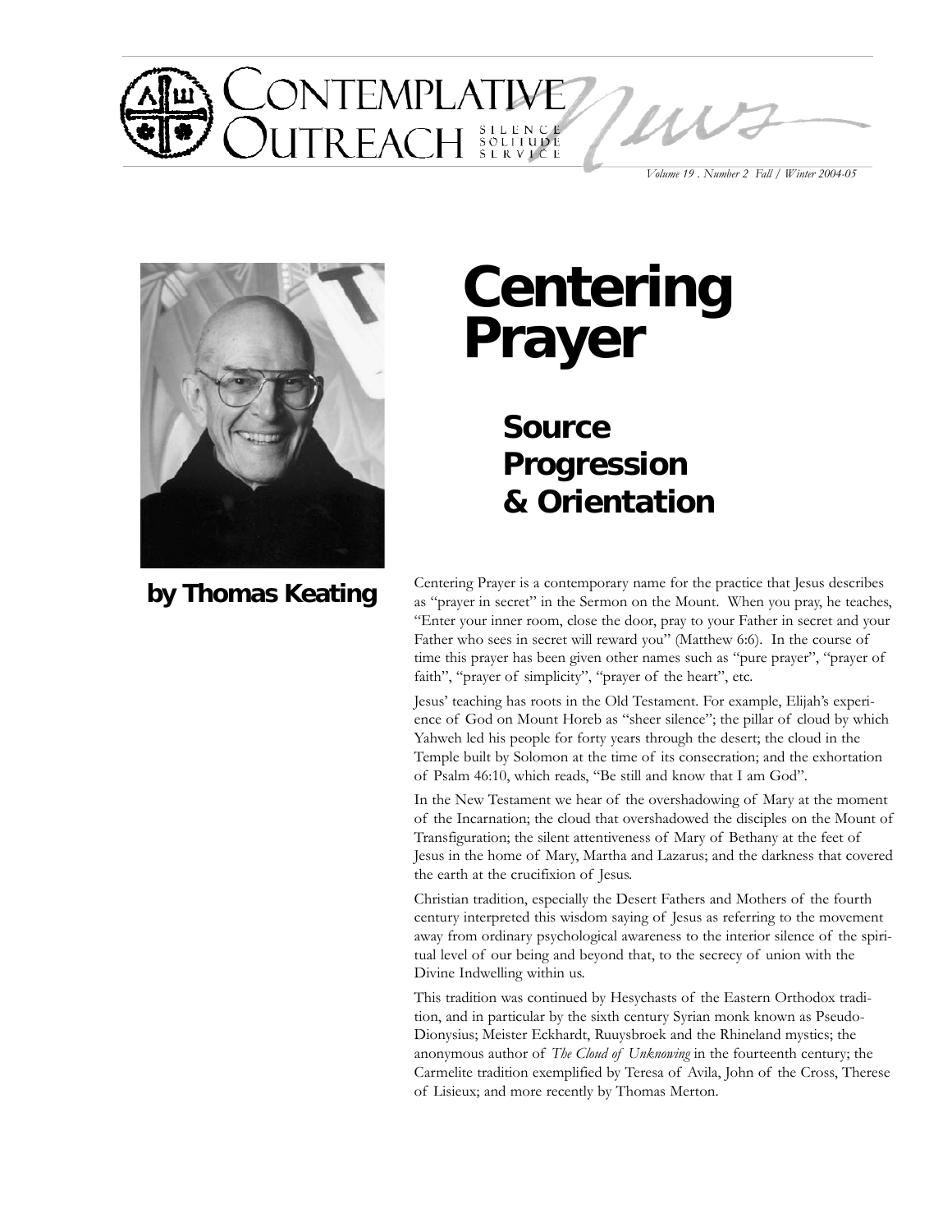# Centering Prayer

## Source Progression & Orientation

**by Thomas Keating**

Centering Prayer is a contemporary name for the practice that Jesus describes as "prayer in secret" in the Sermon on the Mount. When you pray, he teaches, "Enter your inner room, close the door, pray to your Father in secret and your Father who sees in secret will reward you" (Matthew 6:6). In the course of time this prayer has been given other names such as "pure prayer", "prayer of faith", "prayer of simplicity", "prayer of the heart", etc.

Jesus' teaching has roots in the Old Testament. For example, Elijah's experience of God on Mount Horeb as "sheer silence"; the pillar of cloud by which Yahweh led his people for forty years through the desert; the cloud in the Temple built by Solomon at the time of its consecration; and the exhortation of Psalm 46:10, which reads, "Be still and know that I am God".

In the New Testament we hear of the overshadowing of Mary at the moment of the Incarnation; the cloud that overshadowed the disciples on the Mount of Transfiguration; the silent attentiveness of Mary of Bethany at the feet of Jesus in the home of Mary, Martha and Lazarus; and the darkness that covered the earth at the crucifixion of Jesus.

Christian tradition, especially the Desert Fathers and Mothers of the fourth century interpreted this wisdom saying of Jesus as referring to the movement away from ordinary psychological awareness to the interior silence of the spiritual level of our being and beyond that, to the secrecy of union with the Divine Indwelling within us.

This tradition was continued by Hesychasts of the Eastern Orthodox tradition, and in particular by the sixth century Syrian monk known as Pseudo-Dionysius; Meister Eckhardt, Ruuysbroek and the Rhineland mystics; the anonymous author of *The Cloud of Unknowing* in the fourteenth century; the Carmelite tradition exemplified by Teresa of Avila, John of the Cross, Therese of Lisieux; and more recently by Thomas Merton.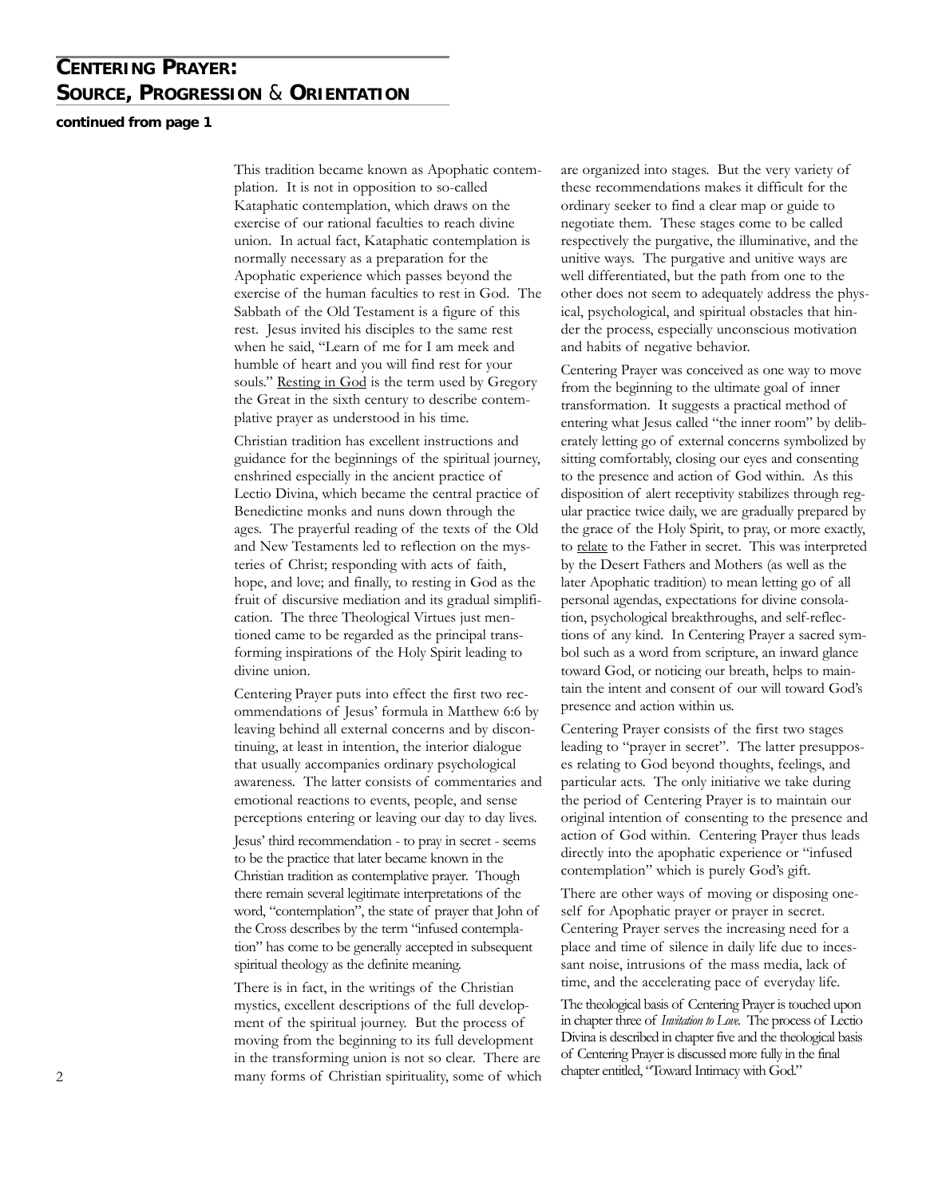# Centering Prayer: Source, Progression & Orientation

**continued from page 1**

This tradition became known as Apophatic contemplation. It is not in opposition to so-called Kataphatic contemplation, which draws on the exercise of our rational faculties to reach divine union. In actual fact, Kataphatic contemplation is normally necessary as a preparation for the Apophatic experience which passes beyond the exercise of the human faculties to rest in God. The Sabbath of the Old Testament is a figure of this rest. Jesus invited his disciples to the same rest when he said, "Learn of me for I am meek and humble of heart and you will find rest for your souls." Resting in God is the term used by Gregory the Great in the sixth century to describe contemplative prayer as understood in his time.

Christian tradition has excellent instructions and guidance for the beginnings of the spiritual journey, enshrined especially in the ancient practice of Lectio Divina, which became the central practice of Benedictine monks and nuns down through the ages. The prayerful reading of the texts of the Old and New Testaments led to reflection on the mysteries of Christ; responding with acts of faith, hope, and love; and finally, to resting in God as the fruit of discursive mediation and its gradual simplification. The three Theological Virtues just mentioned came to be regarded as the principal transforming inspirations of the Holy Spirit leading to divine union.

Centering Prayer puts into effect the first two recommendations of Jesus' formula in Matthew 6:6 by leaving behind all external concerns and by discontinuing, at least in intention, the interior dialogue that usually accompanies ordinary psychological awareness. The latter consists of commentaries and emotional reactions to events, people, and sense perceptions entering or leaving our day to day lives.

Jesus' third recommendation - to pray in secret - seems to be the practice that later became known in the Christian tradition as contemplative prayer. Though there remain several legitimate interpretations of the word, "contemplation", the state of prayer that John of the Cross describes by the term "infused contemplation" has come to be generally accepted in subsequent spiritual theology as the definite meaning.

There is in fact, in the writings of the Christian mystics, excellent descriptions of the full development of the spiritual journey. But the process of moving from the beginning to its full development in the transforming union is not so clear. There are many forms of Christian spirituality, some of which are organized into stages. But the very variety of these recommendations makes it difficult for the ordinary seeker to find a clear map or guide to negotiate them. These stages come to be called respectively the purgative, the illuminative, and the unitive ways. The purgative and unitive ways are well differentiated, but the path from one to the other does not seem to adequately address the physical, psychological, and spiritual obstacles that hinder the process, especially unconscious motivation and habits of negative behavior.

Centering Prayer was conceived as one way to move from the beginning to the ultimate goal of inner transformation. It suggests a practical method of entering what Jesus called "the inner room" by deliberately letting go of external concerns symbolized by sitting comfortably, closing our eyes and consenting to the presence and action of God within. As this disposition of alert receptivity stabilizes through regular practice twice daily, we are gradually prepared by the grace of the Holy Spirit, to pray, or more exactly, to relate to the Father in secret. This was interpreted by the Desert Fathers and Mothers (as well as the later Apophatic tradition) to mean letting go of all personal agendas, expectations for divine consolation, psychological breakthroughs, and self-reflections of any kind. In Centering Prayer a sacred symbol such as a word from scripture, an inward glance toward God, or noticing our breath, helps to maintain the intent and consent of our will toward God's presence and action within us.

Centering Prayer consists of the first two stages leading to "prayer in secret". The latter presupposes relating to God beyond thoughts, feelings, and particular acts. The only initiative we take during the period of Centering Prayer is to maintain our original intention of consenting to the presence and action of God within. Centering Prayer thus leads directly into the apophatic experience or "infused contemplation" which is purely God's gift.

There are other ways of moving or disposing oneself for Apophatic prayer or prayer in secret. Centering Prayer serves the increasing need for a place and time of silence in daily life due to incessant noise, intrusions of the mass media, lack of time, and the accelerating pace of everyday life.

The theological basis of Centering Prayer is touched upon in chapter three of *Invitation to Love*. The process of Lectio Divina is described in chapter five and the theological basis of Centering Prayer is discussed more fully in the final chapter entitled, "Toward Intimacy with God."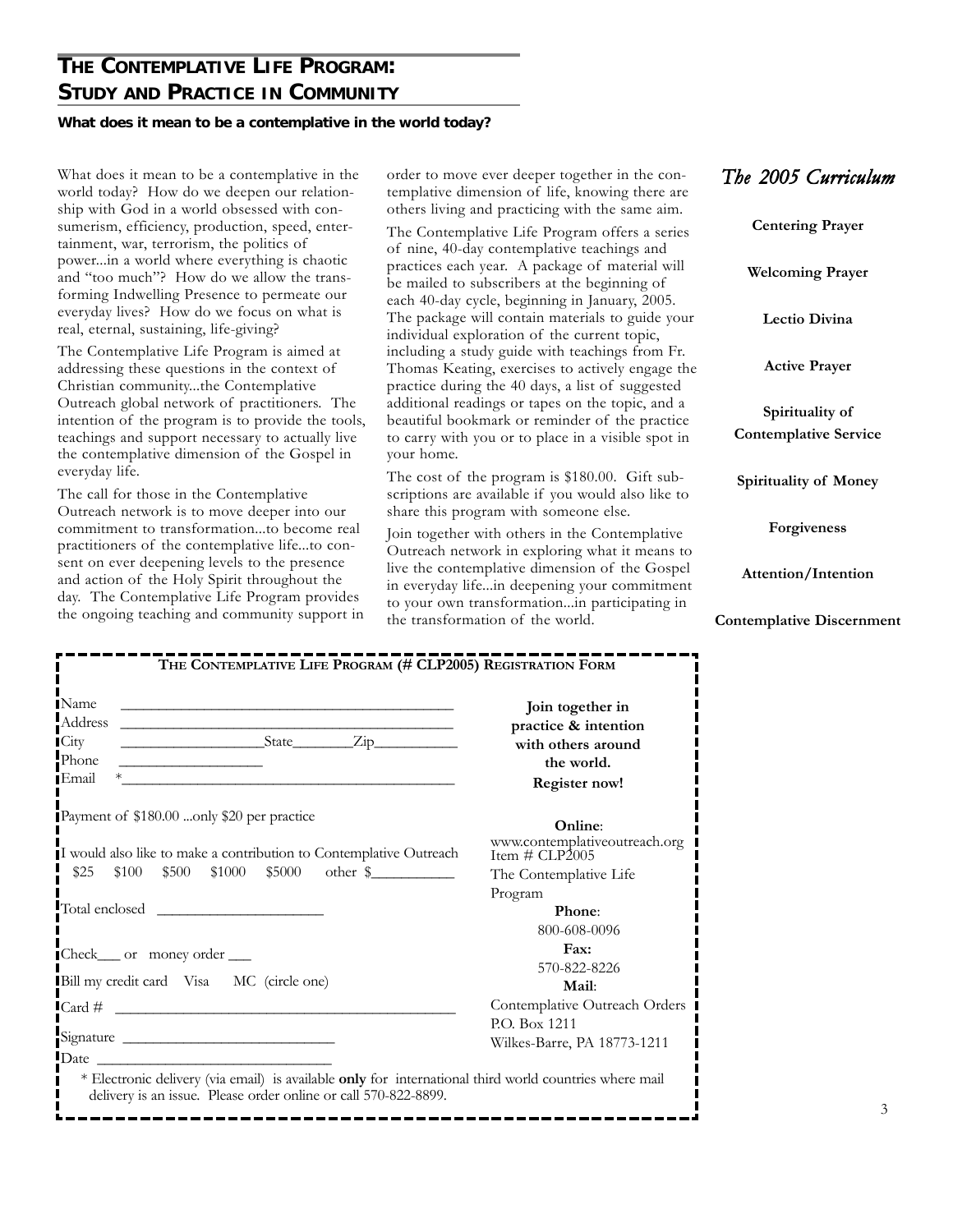# THE CONTEMPLATIVE LIFE PROGRAM: STUDY AND PRACTICE IN COMMUNITY

**What does it mean to be a contemplative in the world today?**

What does it mean to be a contemplative in the world today? How do we deepen our relationship with God in a world obsessed with consumerism, efficiency, production, speed, entertainment, war, terrorism, the politics of power...in a world where everything is chaotic and "too much"? How do we allow the transforming Indwelling Presence to permeate our everyday lives? How do we focus on what is real, eternal, sustaining, life-giving?

The Contemplative Life Program is aimed at addressing these questions in the context of Christian community...the Contemplative Outreach global network of practitioners. The intention of the program is to provide the tools, teachings and support necessary to actually live the contemplative dimension of the Gospel in everyday life.

The call for those in the Contemplative Outreach network is to move deeper into our commitment to transformation...to become real practitioners of the contemplative life...to consent on ever deepening levels to the presence and action of the Holy Spirit throughout the day. The Contemplative Life Program provides the ongoing teaching and community support in order to move ever deeper together in the contemplative dimension of life, knowing there are others living and practicing with the same aim.

The Contemplative Life Program offers a series of nine, 40-day contemplative teachings and practices each year. A package of material will be mailed to subscribers at the beginning of each 40-day cycle, beginning in January, 2005. The package will contain materials to guide your individual exploration of the current topic, including a study guide with teachings from Fr. Thomas Keating, exercises to actively engage the practice during the 40 days, a list of suggested additional readings or tapes on the topic, and a beautiful bookmark or reminder of the practice to carry with you or to place in a visible spot in your home.

The cost of the program is $180.00. Gift subscriptions are available if you would also like to share this program with someone else.

Join together with others in the Contemplative Outreach network in exploring what it means to live the contemplative dimension of the Gospel in everyday life...in deepening your commitment to your own transformation...in participating in the transformation of the world.

## *The 2005 Curriculum*

**Centering Prayer**

**Welcoming Prayer**

**Lectio Divina**

**Active Prayer**

**Spirituality of Contemplative Service**

**Spirituality of Money**

**Forgiveness**

**Attention/Intention**

**Contemplative Discernment**

---

### THE CONTEMPLATIVE LIFE PROGRAM (# CLP2005) REGISTRATION FORM

Name ________________________________________

Address ________________________________________

City __________________ State________ Zip___________

Phone __________________

Email *________________________________________

Payment of $180.00 ...only $20 per practice

I would also like to make a contribution to Contemplative Outreach

$25 $100 $500 $1000 $5000 other $__________

Total enclosed ____________________

Check___ or money order ___

Bill my credit card Visa MC (circle one)

Card # ________________________________________

Signature __________________________

Date ______________________________

\* Electronic delivery (via email) is available **only** for international third world countries where mail delivery is an issue. Please order online or call 570-822-8899.

**Join together in practice & intention with others around the world.**

**Register now!**

**Online**:
www.contemplativeoutreach.org
Item # CLP2005
The Contemplative Life Program

**Phone**:
800-608-0096

**Fax:**
570-822-8226

**Mail**:
Contemplative Outreach Orders
P.O. Box 1211
Wilkes-Barre, PA 18773-1211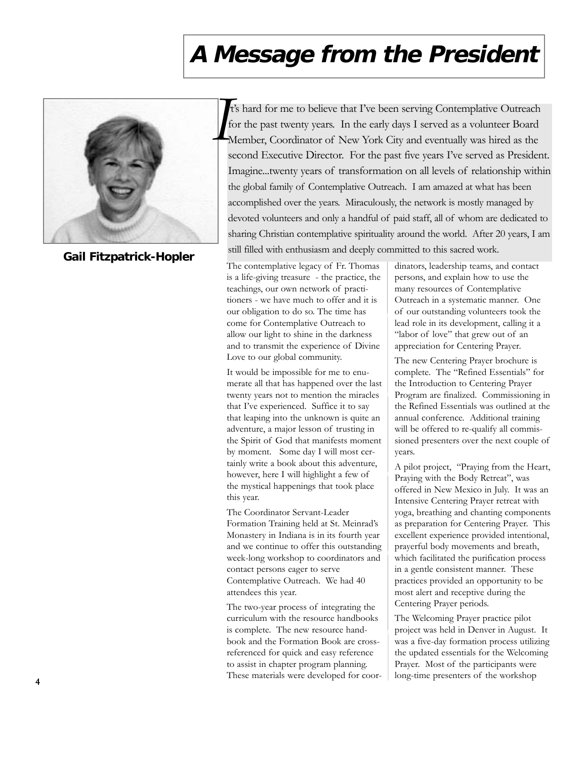# A Message from the President

**Gail Fitzpatrick-Hopler**

It's hard for me to believe that I've been serving Contemplative Outreach for the past twenty years. In the early days I served as a volunteer Board Member, Coordinator of New York City and eventually was hired as the second Executive Director. For the past five years I've served as President. Imagine...twenty years of transformation on all levels of relationship within the global family of Contemplative Outreach. I am amazed at what has been accomplished over the years. Miraculously, the network is mostly managed by devoted volunteers and only a handful of paid staff, all of whom are dedicated to sharing Christian contemplative spirituality around the world. After 20 years, I am still filled with enthusiasm and deeply committed to this sacred work.

The contemplative legacy of Fr. Thomas is a life-giving treasure - the practice, the teachings, our own network of practitioners - we have much to offer and it is our obligation to do so. The time has come for Contemplative Outreach to allow our light to shine in the darkness and to transmit the experience of Divine Love to our global community.

It would be impossible for me to enumerate all that has happened over the last twenty years not to mention the miracles that I've experienced. Suffice it to say that leaping into the unknown is quite an adventure, a major lesson of trusting in the Spirit of God that manifests moment by moment. Some day I will most certainly write a book about this adventure, however, here I will highlight a few of the mystical happenings that took place this year.

The Coordinator Servant-Leader Formation Training held at St. Meinrad's Monastery in Indiana is in its fourth year and we continue to offer this outstanding week-long workshop to coordinators and contact persons eager to serve Contemplative Outreach. We had 40 attendees this year.

The two-year process of integrating the curriculum with the resource handbooks is complete. The new resource handbook and the Formation Book are cross-referenced for quick and easy reference to assist in chapter program planning. These materials were developed for coordinators, leadership teams, and contact persons, and explain how to use the many resources of Contemplative Outreach in a systematic manner. One of our outstanding volunteers took the lead role in its development, calling it a "labor of love" that grew out of an appreciation for Centering Prayer.

The new Centering Prayer brochure is complete. The "Refined Essentials" for the Introduction to Centering Prayer Program are finalized. Commissioning in the Refined Essentials was outlined at the annual conference. Additional training will be offered to re-qualify all commissioned presenters over the next couple of years.

A pilot project, "Praying from the Heart, Praying with the Body Retreat", was offered in New Mexico in July. It was an Intensive Centering Prayer retreat with yoga, breathing and chanting components as preparation for Centering Prayer. This excellent experience provided intentional, prayerful body movements and breath, which facilitated the purification process in a gentle consistent manner. These practices provided an opportunity to be most alert and receptive during the Centering Prayer periods.

The Welcoming Prayer practice pilot project was held in Denver in August. It was a five-day formation process utilizing the updated essentials for the Welcoming Prayer. Most of the participants were long-time presenters of the workshop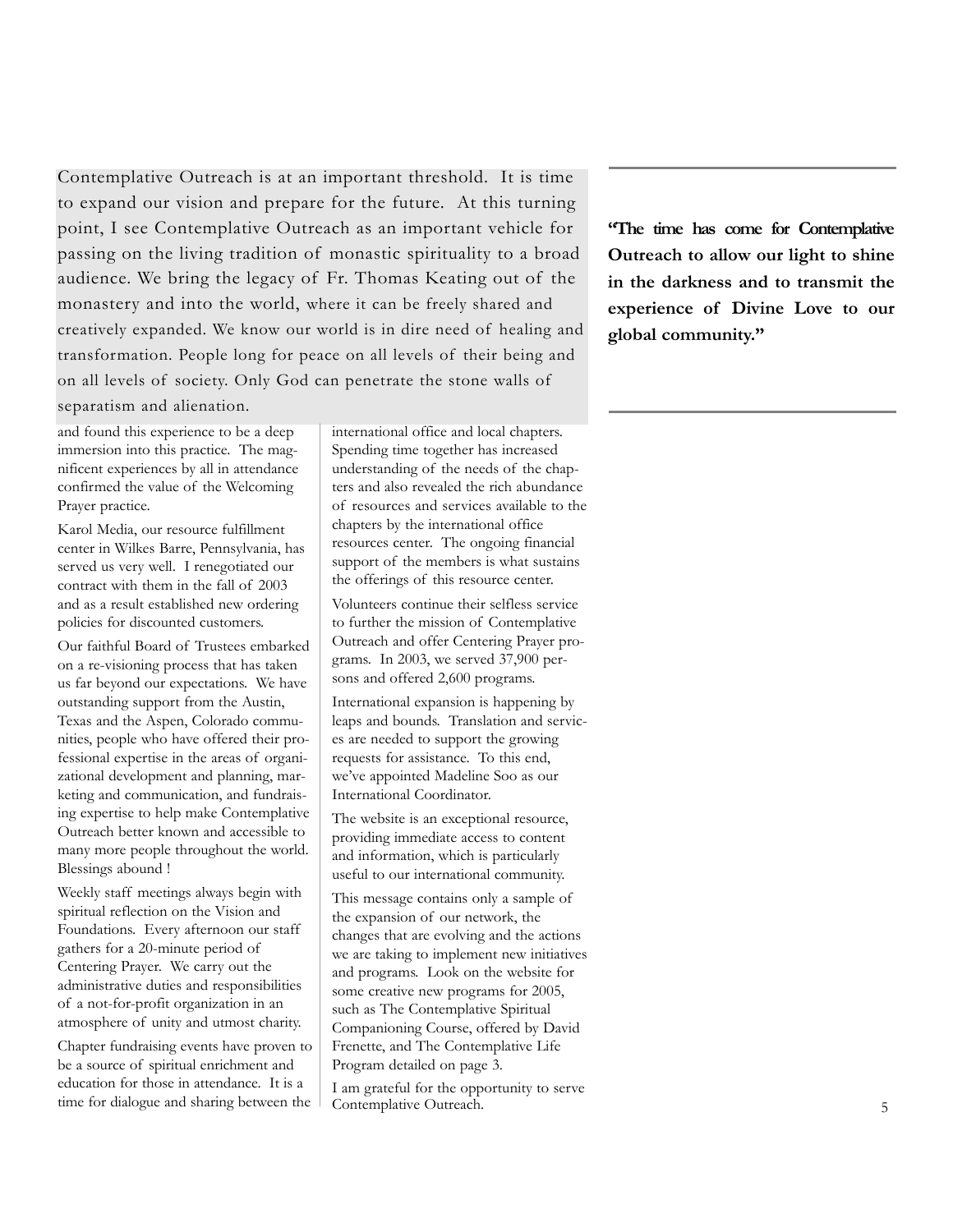Contemplative Outreach is at an important threshold. It is time to expand our vision and prepare for the future. At this turning point, I see Contemplative Outreach as an important vehicle for passing on the living tradition of monastic spirituality to a broad audience. We bring the legacy of Fr. Thomas Keating out of the monastery and into the world, where it can be freely shared and creatively expanded. We know our world is in dire need of healing and transformation. People long for peace on all levels of their being and on all levels of society. Only God can penetrate the stone walls of separatism and alienation.

**"The time has come for Contemplative Outreach to allow our light to shine in the darkness and to transmit the experience of Divine Love to our global community."**

and found this experience to be a deep immersion into this practice. The magnificent experiences by all in attendance confirmed the value of the Welcoming Prayer practice.

Karol Media, our resource fulfillment center in Wilkes Barre, Pennsylvania, has served us very well. I renegotiated our contract with them in the fall of 2003 and as a result established new ordering policies for discounted customers.

Our faithful Board of Trustees embarked on a re-visioning process that has taken us far beyond our expectations. We have outstanding support from the Austin, Texas and the Aspen, Colorado communities, people who have offered their professional expertise in the areas of organizational development and planning, marketing and communication, and fundraising expertise to help make Contemplative Outreach better known and accessible to many more people throughout the world. Blessings abound !

Weekly staff meetings always begin with spiritual reflection on the Vision and Foundations. Every afternoon our staff gathers for a 20-minute period of Centering Prayer. We carry out the administrative duties and responsibilities of a not-for-profit organization in an atmosphere of unity and utmost charity.

Chapter fundraising events have proven to be a source of spiritual enrichment and education for those in attendance. It is a time for dialogue and sharing between the international office and local chapters. Spending time together has increased understanding of the needs of the chapters and also revealed the rich abundance of resources and services available to the chapters by the international office resources center. The ongoing financial support of the members is what sustains the offerings of this resource center.

Volunteers continue their selfless service to further the mission of Contemplative Outreach and offer Centering Prayer programs. In 2003, we served 37,900 persons and offered 2,600 programs.

International expansion is happening by leaps and bounds. Translation and services are needed to support the growing requests for assistance. To this end, we've appointed Madeline Soo as our International Coordinator.

The website is an exceptional resource, providing immediate access to content and information, which is particularly useful to our international community.

This message contains only a sample of the expansion of our network, the changes that are evolving and the actions we are taking to implement new initiatives and programs. Look on the website for some creative new programs for 2005, such as The Contemplative Spiritual Companioning Course, offered by David Frenette, and The Contemplative Life Program detailed on page 3.

I am grateful for the opportunity to serve Contemplative Outreach.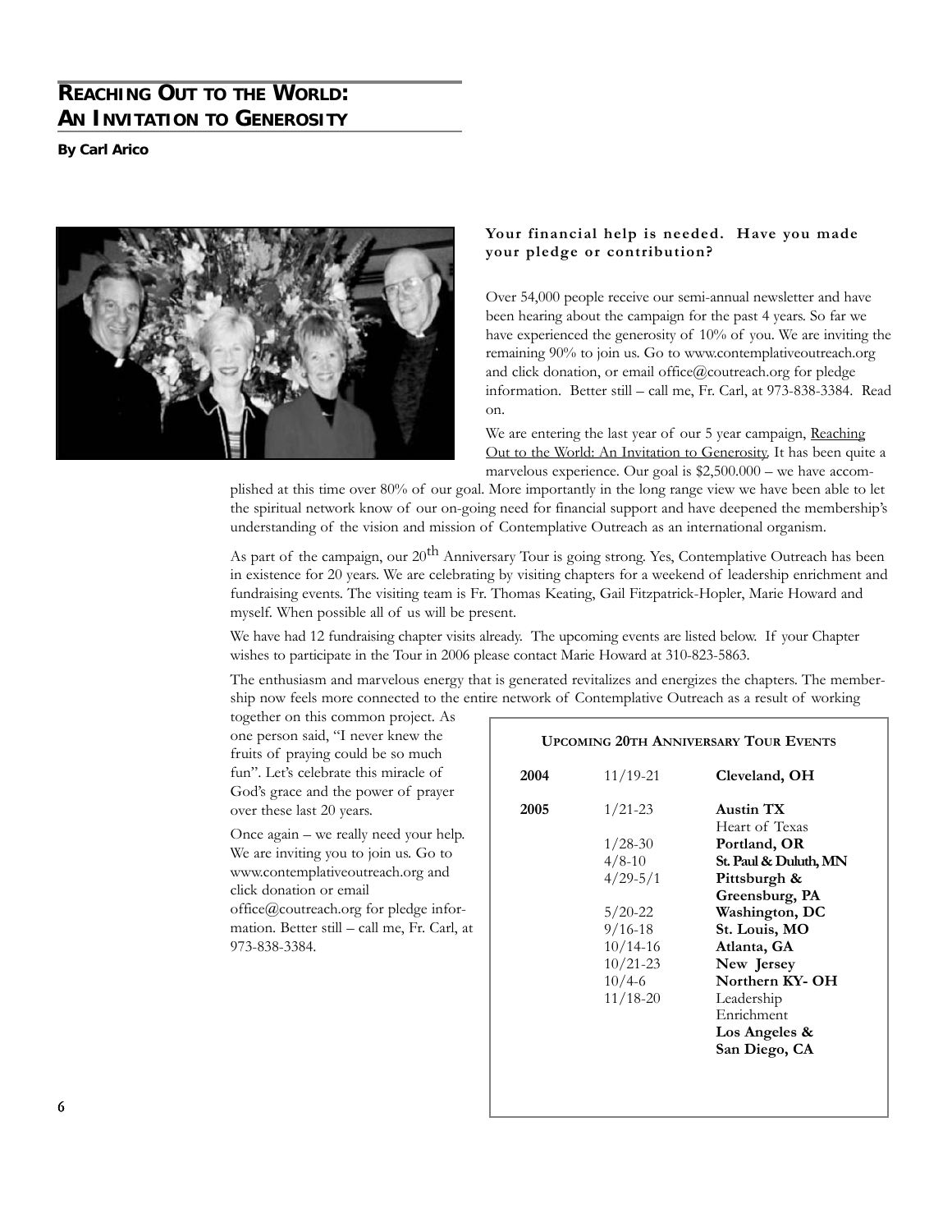## REACHING OUT TO THE WORLD: AN INVITATION TO GENEROSITY

**By Carl Arico**

**Your financial help is needed. Have you made your pledge or contribution?**

Over 54,000 people receive our semi-annual newsletter and have been hearing about the campaign for the past 4 years. So far we have experienced the generosity of 10% of you. We are inviting the remaining 90% to join us. Go to www.contemplativeoutreach.org and click donation, or email office@coutreach.org for pledge information. Better still – call me, Fr. Carl, at 973-838-3384. Read on.

We are entering the last year of our 5 year campaign, Reaching Out to the World: An Invitation to Generosity. It has been quite a marvelous experience. Our goal is $2,500.000 – we have accomplished at this time over 80% of our goal. More importantly in the long range view we have been able to let the spiritual network know of our on-going need for financial support and have deepened the membership's understanding of the vision and mission of Contemplative Outreach as an international organism.

As part of the campaign, our 20th Anniversary Tour is going strong. Yes, Contemplative Outreach has been in existence for 20 years. We are celebrating by visiting chapters for a weekend of leadership enrichment and fundraising events. The visiting team is Fr. Thomas Keating, Gail Fitzpatrick-Hopler, Marie Howard and myself. When possible all of us will be present.

We have had 12 fundraising chapter visits already. The upcoming events are listed below. If your Chapter wishes to participate in the Tour in 2006 please contact Marie Howard at 310-823-5863.

The enthusiasm and marvelous energy that is generated revitalizes and energizes the chapters. The membership now feels more connected to the entire network of Contemplative Outreach as a result of working together on this common project. As one person said, "I never knew the fruits of praying could be so much fun". Let's celebrate this miracle of God's grace and the power of prayer over these last 20 years.

Once again – we really need your help. We are inviting you to join us. Go to www.contemplativeoutreach.org and click donation or email office@coutreach.org for pledge information. Better still – call me, Fr. Carl, at 973-838-3384.

**UPCOMING 20TH ANNIVERSARY TOUR EVENTS**

| | | |
|---|---|---|
| **2004** | 11/19-21 | **Cleveland, OH** |
| **2005** | 1/21-23 | **Austin TX** Heart of Texas |
| | 1/28-30 | **Portland, OR** |
| | 4/8-10 | **St. Paul & Duluth, MN** |
| | 4/29-5/1 | **Pittsburgh & Greensburg, PA** |
| | 5/20-22 | **Washington, DC** |
| | 9/16-18 | **St. Louis, MO** |
| | 10/14-16 | **Atlanta, GA** |
| | 10/21-23 | **New Jersey** |
| | 10/4-6 | **Northern KY- OH** |
| | 11/18-20 | Leadership Enrichment **Los Angeles & San Diego, CA** |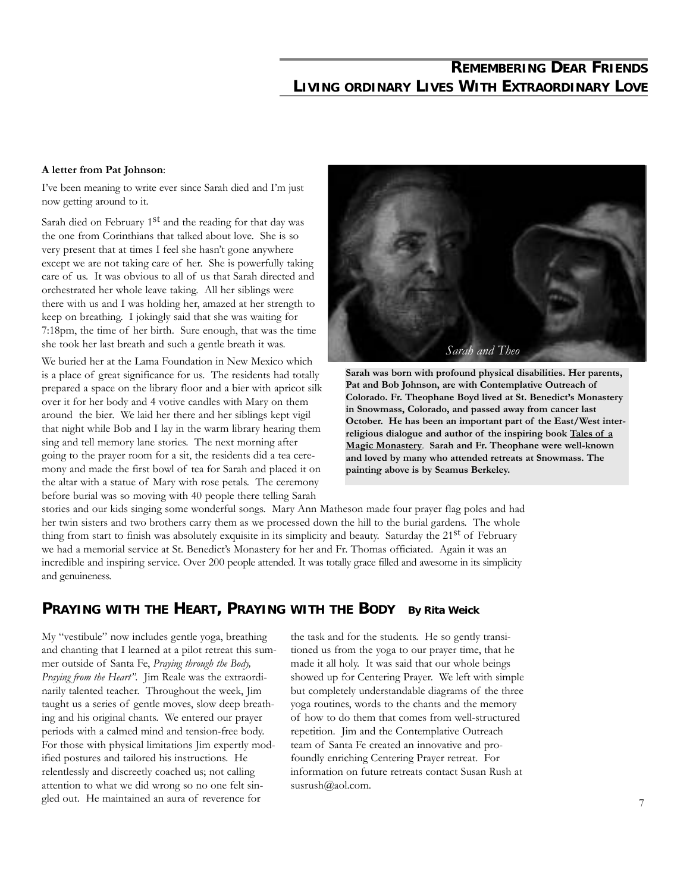## REMEMBERING DEAR FRIENDS
## LIVING ORDINARY LIVES WITH EXTRAORDINARY LOVE

**A letter from Pat Johnson**:

I've been meaning to write ever since Sarah died and I'm just now getting around to it.

Sarah died on February 1st and the reading for that day was the one from Corinthians that talked about love. She is so very present that at times I feel she hasn't gone anywhere except we are not taking care of her. She is powerfully taking care of us. It was obvious to all of us that Sarah directed and orchestrated her whole leave taking. All her siblings were there with us and I was holding her, amazed at her strength to keep on breathing. I jokingly said that she was waiting for 7:18pm, the time of her birth. Sure enough, that was the time she took her last breath and such a gentle breath it was.

We buried her at the Lama Foundation in New Mexico which is a place of great significance for us. The residents had totally prepared a space on the library floor and a bier with apricot silk over it for her body and 4 votive candles with Mary on them around the bier. We laid her there and her siblings kept vigil that night while Bob and I lay in the warm library hearing them sing and tell memory lane stories. The next morning after going to the prayer room for a sit, the residents did a tea ceremony and made the first bowl of tea for Sarah and placed it on the altar with a statue of Mary with rose petals. The ceremony before burial was so moving with 40 people there telling Sarah stories and our kids singing some wonderful songs. Mary Ann Matheson made four prayer flag poles and had her twin sisters and two brothers carry them as we processed down the hill to the burial gardens. The whole thing from start to finish was absolutely exquisite in its simplicity and beauty. Saturday the 21st of February we had a memorial service at St. Benedict's Monastery for her and Fr. Thomas officiated. Again it was an incredible and inspiring service. Over 200 people attended. It was totally grace filled and awesome in its simplicity and genuineness.

*Sarah and Theo*

**Sarah was born with profound physical disabilities. Her parents, Pat and Bob Johnson, are with Contemplative Outreach of Colorado. Fr. Theophane Boyd lived at St. Benedict's Monastery in Snowmass, Colorado, and passed away from cancer last October. He has been an important part of the East/West inter-religious dialogue and author of the inspiring book Tales of a Magic Monastery. Sarah and Fr. Theophane were well-known and loved by many who attended retreats at Snowmass. The painting above is by Seamus Berkeley.**

## PRAYING WITH THE HEART, PRAYING WITH THE BODY By Rita Weick

My "vestibule" now includes gentle yoga, breathing and chanting that I learned at a pilot retreat this summer outside of Santa Fe, *Praying through the Body, Praying from the Heart"*. Jim Reale was the extraordinarily talented teacher. Throughout the week, Jim taught us a series of gentle moves, slow deep breathing and his original chants. We entered our prayer periods with a calmed mind and tension-free body. For those with physical limitations Jim expertly modified postures and tailored his instructions. He relentlessly and discreetly coached us; not calling attention to what we did wrong so no one felt singled out. He maintained an aura of reverence for the task and for the students. He so gently transitioned us from the yoga to our prayer time, that he made it all holy. It was said that our whole beings showed up for Centering Prayer. We left with simple but completely understandable diagrams of the three yoga routines, words to the chants and the memory of how to do them that comes from well-structured repetition. Jim and the Contemplative Outreach team of Santa Fe created an innovative and profoundly enriching Centering Prayer retreat. For information on future retreats contact Susan Rush at susrush@aol.com.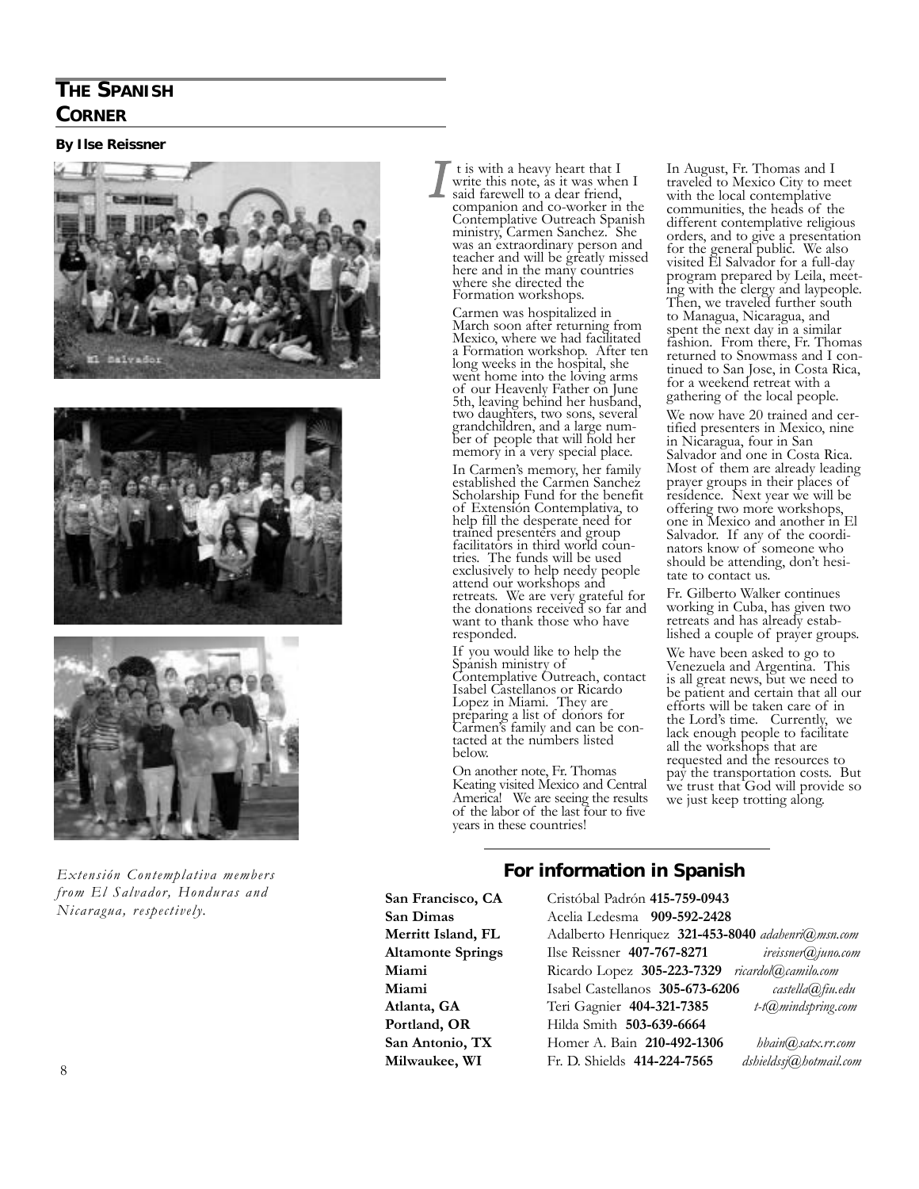## THE SPANISH CORNER

**By Ilse Reissner**

*Extensión Contemplativa members from El Salvador, Honduras and Nicaragua, respectively.*

It is with a heavy heart that I write this note, as it was when I said farewell to a dear friend, companion and co-worker in the Contemplative Outreach Spanish ministry, Carmen Sanchez. She was an extraordinary person and teacher and will be greatly missed here and in the many countries where she directed the Formation workshops.

Carmen was hospitalized in March soon after returning from Mexico, where we had facilitated a Formation workshop. After ten long weeks in the hospital, she went home into the loving arms of our Heavenly Father on June 5th, leaving behind her husband, two daughters, two sons, several grandchildren, and a large number of people that will hold her memory in a very special place.

In Carmen's memory, her family established the Carmen Sanchez Scholarship Fund for the benefit of Extensión Contemplativa, to help fill the desperate need for trained presenters and group facilitators in third world countries. The funds will be used exclusively to help needy people attend our workshops and retreats. We are very grateful for the donations received so far and want to thank those who have responded.

If you would like to help the Spanish ministry of Contemplative Outreach, contact Isabel Castellanos or Ricardo Lopez in Miami. They are preparing a list of donors for Carmen's family and can be contacted at the numbers listed below.

On another note, Fr. Thomas Keating visited Mexico and Central America! We are seeing the results of the labor of the last four to five years in these countries!

In August, Fr. Thomas and I traveled to Mexico City to meet with the local contemplative communities, the heads of the different contemplative religious orders, and to give a presentation for the general public. We also visited El Salvador for a full-day program prepared by Leila, meeting with the clergy and laypeople. Then, we traveled further south to Managua, Nicaragua, and spent the next day in a similar fashion. From there, Fr. Thomas returned to Snowmass and I continued to San Jose, in Costa Rica, for a weekend retreat with a gathering of the local people.

We now have 20 trained and certified presenters in Mexico, nine in Nicaragua, four in San Salvador and one in Costa Rica. Most of them are already leading prayer groups in their places of residence. Next year we will be offering two more workshops, one in Mexico and another in El Salvador. If any of the coordinators know of someone who should be attending, don't hesitate to contact us.

Fr. Gilberto Walker continues working in Cuba, has given two retreats and has already established a couple of prayer groups.

We have been asked to go to Venezuela and Argentina. This is all great news, but we need to be patient and certain that all our efforts will be taken care of in the Lord's time. Currently, we lack enough people to facilitate all the workshops that are requested and the resources to pay the transportation costs. But we trust that God will provide so we just keep trotting along.

### For information in Spanish

| | | | |
|---|---|---|---|
| **San Francisco, CA** | Cristóbal Padrón | **415-759-0943** | |
| **San Dimas** | Acelia Ledesma | **909-592-2428** | |
| **Merritt Island, FL** | Adalberto Henriquez | **321-453-8040** | *adahenri@msn.com* |
| **Altamonte Springs** | Ilse Reissner | **407-767-8271** | *ireissner@juno.com* |
| **Miami** | Ricardo Lopez | **305-223-7329** | *ricardol@camilo.com* |
| **Miami** | Isabel Castellanos | **305-673-6206** | *castella@fiu.edu* |
| **Atlanta, GA** | Teri Gagnier | **404-321-7385** | *t-t@mindspring.com* |
| **Portland, OR** | Hilda Smith | **503-639-6664** | |
| **San Antonio, TX** | Homer A. Bain | **210-492-1306** | *hbain@satx.rr.com* |
| **Milwaukee, WI** | Fr. D. Shields | **414-224-7565** | *dshieldssj@hotmail.com* |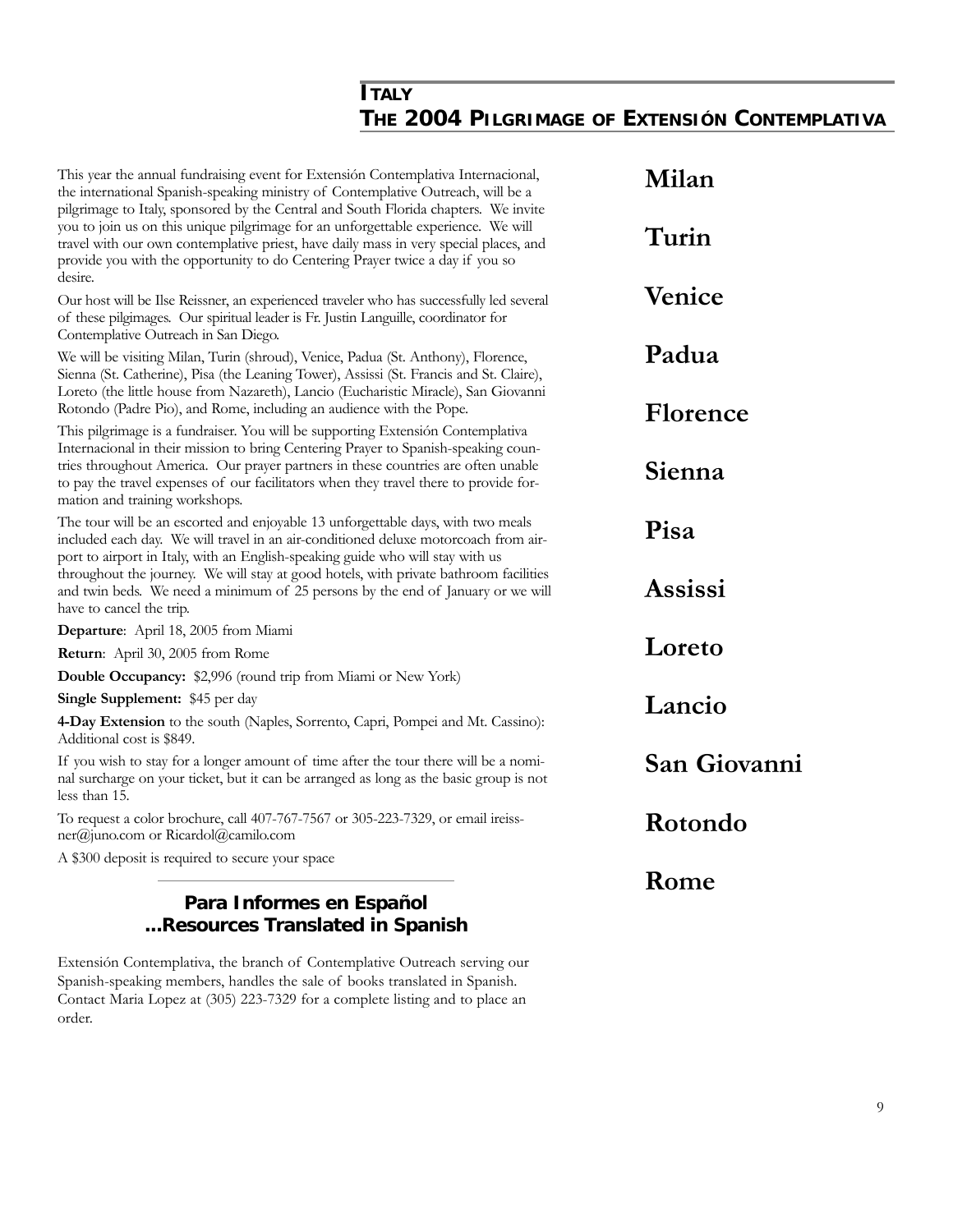# ITALY
# THE 2004 PILGRIMAGE OF EXTENSIÓN CONTEMPLATIVA

This year the annual fundraising event for Extensión Contemplativa Internacional, the international Spanish-speaking ministry of Contemplative Outreach, will be a pilgrimage to Italy, sponsored by the Central and South Florida chapters. We invite you to join us on this unique pilgrimage for an unforgettable experience. We will travel with our own contemplative priest, have daily mass in very special places, and provide you with the opportunity to do Centering Prayer twice a day if you so desire.

Our host will be Ilse Reissner, an experienced traveler who has successfully led several of these pilgimages. Our spiritual leader is Fr. Justin Languille, coordinator for Contemplative Outreach in San Diego.

We will be visiting Milan, Turin (shroud), Venice, Padua (St. Anthony), Florence, Sienna (St. Catherine), Pisa (the Leaning Tower), Assissi (St. Francis and St. Claire), Loreto (the little house from Nazareth), Lancio (Eucharistic Miracle), San Giovanni Rotondo (Padre Pio), and Rome, including an audience with the Pope.

This pilgrimage is a fundraiser. You will be supporting Extensión Contemplativa Internacional in their mission to bring Centering Prayer to Spanish-speaking countries throughout America. Our prayer partners in these countries are often unable to pay the travel expenses of our facilitators when they travel there to provide formation and training workshops.

The tour will be an escorted and enjoyable 13 unforgettable days, with two meals included each day. We will travel in an air-conditioned deluxe motorcoach from airport to airport in Italy, with an English-speaking guide who will stay with us throughout the journey. We will stay at good hotels, with private bathroom facilities and twin beds. We need a minimum of 25 persons by the end of January or we will have to cancel the trip.

**Departure**: April 18, 2005 from Miami

**Return**: April 30, 2005 from Rome

**Double Occupancy:** $2,996 (round trip from Miami or New York)

**Single Supplement:** $45 per day

**4-Day Extension** to the south (Naples, Sorrento, Capri, Pompei and Mt. Cassino): Additional cost is $849.

If you wish to stay for a longer amount of time after the tour there will be a nominal surcharge on your ticket, but it can be arranged as long as the basic group is not less than 15.

To request a color brochure, call 407-767-7567 or 305-223-7329, or email ireissner@juno.com or Ricardol@camilo.com

A $300 deposit is required to secure your space

**Milan**

**Turin**

**Venice**

**Padua**

**Florence**

**Sienna**

**Pisa**

**Assissi**

**Loreto**

**Lancio**

**San Giovanni**

**Rotondo**

**Rome**

---

## Para Informes en Español ...Resources Translated in Spanish

Extensión Contemplativa, the branch of Contemplative Outreach serving our Spanish-speaking members, handles the sale of books translated in Spanish. Contact Maria Lopez at (305) 223-7329 for a complete listing and to place an order.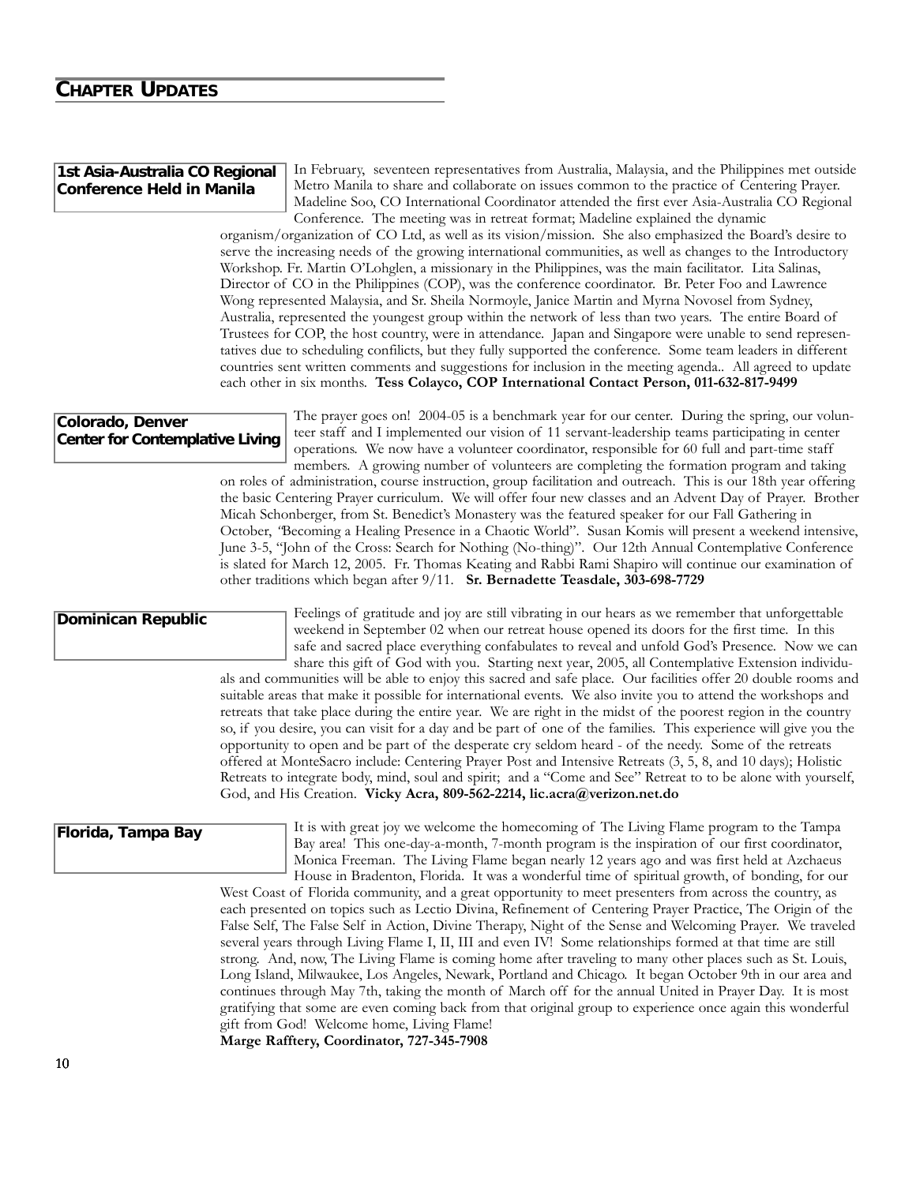# Chapter Updates

## 1st Asia-Australia CO Regional Conference Held in Manila

In February, seventeen representatives from Australia, Malaysia, and the Philippines met outside Metro Manila to share and collaborate on issues common to the practice of Centering Prayer. Madeline Soo, CO International Coordinator attended the first ever Asia-Australia CO Regional Conference. The meeting was in retreat format; Madeline explained the dynamic organism/organization of CO Ltd, as well as its vision/mission. She also emphasized the Board's desire to serve the increasing needs of the growing international communities, as well as changes to the Introductory Workshop. Fr. Martin O'Lohglen, a missionary in the Philippines, was the main facilitator. Lita Salinas, Director of CO in the Philippines (COP), was the conference coordinator. Br. Peter Foo and Lawrence Wong represented Malaysia, and Sr. Sheila Normoyle, Janice Martin and Myrna Novosel from Sydney, Australia, represented the youngest group within the network of less than two years. The entire Board of Trustees for COP, the host country, were in attendance. Japan and Singapore were unable to send representatives due to scheduling confilicts, but they fully supported the conference. Some team leaders in different countries sent written comments and suggestions for inclusion in the meeting agenda.. All agreed to update each other in six months. **Tess Colayco, COP International Contact Person, 011-632-817-9499**

## Colorado, Denver Center for Contemplative Living

The prayer goes on! 2004-05 is a benchmark year for our center. During the spring, our volunteer staff and I implemented our vision of 11 servant-leadership teams participating in center operations. We now have a volunteer coordinator, responsible for 60 full and part-time staff members. A growing number of volunteers are completing the formation program and taking on roles of administration, course instruction, group facilitation and outreach. This is our 18th year offering the basic Centering Prayer curriculum. We will offer four new classes and an Advent Day of Prayer. Brother Micah Schonberger, from St. Benedict's Monastery was the featured speaker for our Fall Gathering in October, "Becoming a Healing Presence in a Chaotic World". Susan Komis will present a weekend intensive, June 3-5, "John of the Cross: Search for Nothing (No-thing)". Our 12th Annual Contemplative Conference is slated for March 12, 2005. Fr. Thomas Keating and Rabbi Rami Shapiro will continue our examination of other traditions which began after 9/11. **Sr. Bernadette Teasdale, 303-698-7729**

## Dominican Republic

Feelings of gratitude and joy are still vibrating in our hears as we remember that unforgettable weekend in September 02 when our retreat house opened its doors for the first time. In this safe and sacred place everything confabulates to reveal and unfold God's Presence. Now we can share this gift of God with you. Starting next year, 2005, all Contemplative Extension individuals and communities will be able to enjoy this sacred and safe place. Our facilities offer 20 double rooms and suitable areas that make it possible for international events. We also invite you to attend the workshops and retreats that take place during the entire year. We are right in the midst of the poorest region in the country so, if you desire, you can visit for a day and be part of one of the families. This experience will give you the opportunity to open and be part of the desperate cry seldom heard - of the needy. Some of the retreats offered at MonteSacro include: Centering Prayer Post and Intensive Retreats (3, 5, 8, and 10 days); Holistic Retreats to integrate body, mind, soul and spirit; and a "Come and See" Retreat to to be alone with yourself, God, and His Creation. **Vicky Acra, 809-562-2214, lic.acra@verizon.net.do**

## Florida, Tampa Bay

It is with great joy we welcome the homecoming of The Living Flame program to the Tampa Bay area! This one-day-a-month, 7-month program is the inspiration of our first coordinator, Monica Freeman. The Living Flame began nearly 12 years ago and was first held at Azchaeus House in Bradenton, Florida. It was a wonderful time of spiritual growth, of bonding, for our West Coast of Florida community, and a great opportunity to meet presenters from across the country, as each presented on topics such as Lectio Divina, Refinement of Centering Prayer Practice, The Origin of the False Self, The False Self in Action, Divine Therapy, Night of the Sense and Welcoming Prayer. We traveled several years through Living Flame I, II, III and even IV! Some relationships formed at that time are still strong. And, now, The Living Flame is coming home after traveling to many other places such as St. Louis, Long Island, Milwaukee, Los Angeles, Newark, Portland and Chicago. It began October 9th in our area and continues through May 7th, taking the month of March off for the annual United in Prayer Day. It is most gratifying that some are even coming back from that original group to experience once again this wonderful gift from God! Welcome home, Living Flame!

**Marge Rafftery, Coordinator, 727-345-7908**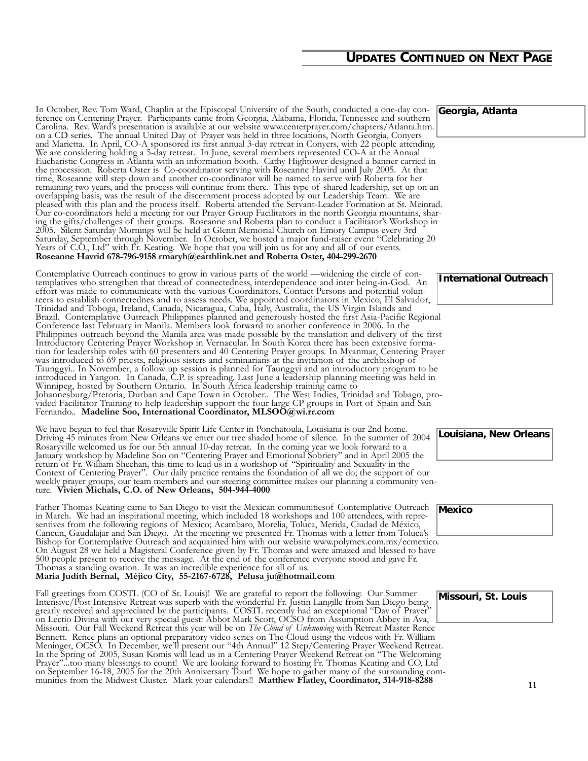## Updates Continued on Next Page

### Georgia, Atlanta

In October, Rev. Tom Ward, Chaplin at the Episcopal University of the South, conducted a one-day conference on Centering Prayer. Participants came from Georgia, Alabama, Florida, Tennessee and southern Carolina. Rev. Ward's presentation is available at our website www.centerprayer.com/chapters/Atlanta.htm. on a CD series. The annual United Day of Prayer was held in three locations, North Georgia, Conyers and Marietta. In April, CO-A sponsored its first annual 3-day retreat in Conyers, with 22 people attending. We are considering holding a 5-day retreat. In June, several members represented CO-A at the Annual Eucharistic Congress in Atlanta with an information booth. Cathy Hightower designed a banner carried in the procession. Roberta Oster is Co-coordinator serving with Roseanne Havird until July 2005. At that time, Roseanne will step down and another co-coordinator will be named to serve with Roberta for her remaining two years, and the process will continue from there. This type of shared leadership, set up on an overlapping basis, was the result of the discernment process adopted by our Leadership Team. We are pleased with this plan and the process itself. Roberta attended the Servant-Leader Formation at St. Meinrad. Our co-coordinators held a meeting for our Prayer Group Facilitators in the north Georgia mountains, sharing the gifts/challenges of their groups. Roseanne and Roberta plan to conduct a Facilitator's Workshop in 2005. Silent Saturday Mornings will be held at Glenn Memorial Church on Emory Campus every 3rd Saturday, September through November. In October, we hosted a major fund-raiser event "Celebrating 20 Years of C.O., Ltd" with Fr. Keating. We hope that you will join us for any and all of our events. **Roseanne Havrid 678-796-9158 rmaryh@earthlink.net and Roberta Oster, 404-299-2670**

### International Outreach

Contemplative Outreach continues to grow in various parts of the world —widening the circle of contemplatives who strengthen that thread of connectedness, interdependence and inter being-in-God. An effort was made to communicate with the various Coordinators, Contact Persons and potential volunteers to establish connectednes and to assess needs. We appointed coordinators in Mexico, El Salvador, Trinidad and Toboga, Ireland, Canada, Nicaragua, Cuba, Italy, Australia, the US Virgin Islands and Brazil. Contemplative Outreach Philippines planned and generously hosted the first Asia-Pacific Regional Conference last February in Manila. Members look forward to another conference in 2006. In the Philippines outreach beyond the Manila area was made possible by the translation and delivery of the first Introductory Centering Prayer Workshop in Vernacular. In South Korea there has been extensive formation for leadership roles with 60 presenters and 40 Centering Prayer groups. In Myanmar, Centering Prayer was introduced to 69 priests, religious sisters and seminarians at the invitation of the archbishop of Taunggyi.. In November, a follow up session is planned for Taunggyi and an introductory program to be introduced in Yangon. In Canada, C.P. is spreading. Last June a leadership planning meeting was held in Winnipeg, hosted by Southern Ontario. In South Africa leadership training came to Johannesburg/Pretoria, Durban and Cape Town in October.. The West Indies, Trinidad and Tobago, provided Facilitator Training to help leadership support the four large CP groups in Port of Spain and San Fernando.. **Madeline Soo, International Coordinator, MLSOO@wi.rr.com**

### Louisiana, New Orleans

We have begun to feel that Rosaryville Spirit Life Center in Ponchatoula, Louisiana is our 2nd home. Driving 45 minutes from New Orleans we enter our tree shaded home of silence. In the summer of 2004 Rosaryville welcomed us for our 5th annual 10-day retreat. In the coming year we look forward to a January workshop by Madeline Soo on "Centering Prayer and Emotional Sobriety" and in April 2005 the return of Fr. William Sheehan, this time to lead us in a workshop of "Spirituality and Sexuality in the Context of Centering Prayer". Our daily practice remains the foundation of all we do; the support of our weekly prayer groups, our team members and our steering committee makes our planning a community venture. **Vivien Michals, C.O. of New Orleans, 504-944-4000**

### Mexico

Father Thomas Keating came to San Diego to visit the Mexican communitiesof Contemplative Outreach in March. We had an inspirational meeting, which included 18 workshops and 100 attendees, with representives from the following regions of Mexico; Acambaro, Morelia, Toluca, Merida, Ciudad de México, Cancun, Gaudalajar and San Diego. At the meeting we presented Fr. Thomas with a letter from Toluca's Bishop for Contemplative Outreach and acquainted him with our website www.polymex.com.mx/ecmexico. On August 28 we held a Magisteral Conference given by Fr. Thomas and were amazed and blessed to have 500 people present to receive the message. At the end of the conference everyone stood and gave Fr. Thomas a standing ovation. It was an incredible experience for all of us.
**Maria Judith Bernal, Méjico City, 55-2167-6728, Pelusa ju@hotmail.com**

### Missouri, St. Louis

Fall greetings from COSTL (CO of St. Louis)! We are grateful to report the following: Our Summer Intensive/Post Intensive Retreat was superb with the wonderful Fr. Justin Langille from San Diego being greatly received and appreciated by the participants. COSTL recently had an exceptional "Day of Prayer" on Lectio Divina with our very special guest: Abbot Mark Scott, OCSO from Assumption Abbey in Ava, Missouri. Our Fall Weekend Retreat this year will be on *The Cloud of Unknowing* with Retreat Master Renee Bennett. Renee plans an optional preparatory video series on The Cloud using the videos with Fr. William Meninger, OCSO. In December, we'll present our "4th Annual" 12 Step/Centering Prayer Weekend Retreat. In the Spring of 2005, Susan Komis will lead us in a Centering Prayer Weekend Retreat on "The Welcoming Prayer"...too many blessings to count! We are looking forward to hosting Fr. Thomas Keating and CO, Ltd on September 16-18, 2005 for the 20th Anniversary Tour! We hope to gather many of the surrounding communities from the Midwest Cluster. Mark your calendars!! **Matthew Flatley, Coordinator, 314-918-8288**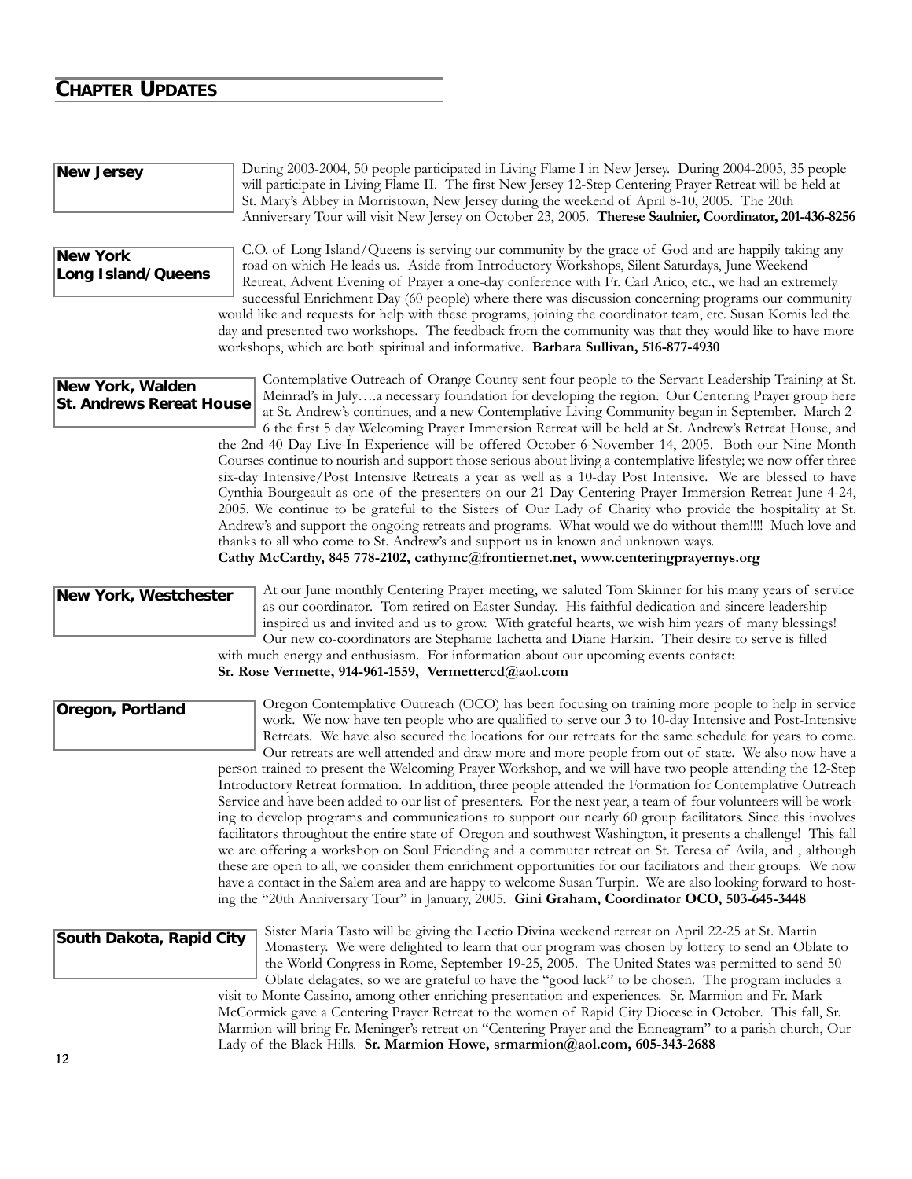# Chapter Updates

### New Jersey

During 2003-2004, 50 people participated in Living Flame I in New Jersey. During 2004-2005, 35 people will participate in Living Flame II. The first New Jersey 12-Step Centering Prayer Retreat will be held at St. Mary's Abbey in Morristown, New Jersey during the weekend of April 8-10, 2005. The 20th Anniversary Tour will visit New Jersey on October 23, 2005. **Therese Saulnier, Coordinator, 201-436-8256**

### New York Long Island/Queens

C.O. of Long Island/Queens is serving our community by the grace of God and are happily taking any road on which He leads us. Aside from Introductory Workshops, Silent Saturdays, June Weekend Retreat, Advent Evening of Prayer a one-day conference with Fr. Carl Arico, etc., we had an extremely successful Enrichment Day (60 people) where there was discussion concerning programs our community would like and requests for help with these programs, joining the coordinator team, etc. Susan Komis led the day and presented two workshops. The feedback from the community was that they would like to have more workshops, which are both spiritual and informative. **Barbara Sullivan, 516-877-4930**

### New York, Walden St. Andrews Rereat House

Contemplative Outreach of Orange County sent four people to the Servant Leadership Training at St. Meinrad's in July….a necessary foundation for developing the region. Our Centering Prayer group here at St. Andrew's continues, and a new Contemplative Living Community began in September. March 2-6 the first 5 day Welcoming Prayer Immersion Retreat will be held at St. Andrew's Retreat House, and the 2nd 40 Day Live-In Experience will be offered October 6-November 14, 2005. Both our Nine Month Courses continue to nourish and support those serious about living a contemplative lifestyle; we now offer three six-day Intensive/Post Intensive Retreats a year as well as a 10-day Post Intensive. We are blessed to have Cynthia Bourgeault as one of the presenters on our 21 Day Centering Prayer Immersion Retreat June 4-24, 2005. We continue to be grateful to the Sisters of Our Lady of Charity who provide the hospitality at St. Andrew's and support the ongoing retreats and programs. What would we do without them!!!! Much love and thanks to all who come to St. Andrew's and support us in known and unknown ways.

**Cathy McCarthy, 845 778-2102, cathymc@frontiernet.net, www.centeringprayernys.org**

### New York, Westchester

At our June monthly Centering Prayer meeting, we saluted Tom Skinner for his many years of service as our coordinator. Tom retired on Easter Sunday. His faithful dedication and sincere leadership inspired us and invited and us to grow. With grateful hearts, we wish him years of many blessings! Our new co-coordinators are Stephanie Iachetta and Diane Harkin. Their desire to serve is filled with much energy and enthusiasm. For information about our upcoming events contact:

**Sr. Rose Vermette, 914-961-1559, Vermettercd@aol.com**

### Oregon, Portland

Oregon Contemplative Outreach (OCO) has been focusing on training more people to help in service work. We now have ten people who are qualified to serve our 3 to 10-day Intensive and Post-Intensive Retreats. We have also secured the locations for our retreats for the same schedule for years to come. Our retreats are well attended and draw more and more people from out of state. We also now have a person trained to present the Welcoming Prayer Workshop, and we will have two people attending the 12-Step Introductory Retreat formation. In addition, three people attended the Formation for Contemplative Outreach Service and have been added to our list of presenters. For the next year, a team of four volunteers will be working to develop programs and communications to support our nearly 60 group facilitators. Since this involves facilitators throughout the entire state of Oregon and southwest Washington, it presents a challenge! This fall we are offering a workshop on Soul Friending and a commuter retreat on St. Teresa of Avila, and , although these are open to all, we consider them enrichment opportunities for our faciliators and their groups. We now have a contact in the Salem area and are happy to welcome Susan Turpin. We are also looking forward to hosting the "20th Anniversary Tour" in January, 2005. **Gini Graham, Coordinator OCO, 503-645-3448**

### South Dakota, Rapid City

Sister Maria Tasto will be giving the Lectio Divina weekend retreat on April 22-25 at St. Martin Monastery. We were delighted to learn that our program was chosen by lottery to send an Oblate to the World Congress in Rome, September 19-25, 2005. The United States was permitted to send 50 Oblate delagates, so we are grateful to have the "good luck" to be chosen. The program includes a visit to Monte Cassino, among other enriching presentation and experiences. Sr. Marmion and Fr. Mark McCormick gave a Centering Prayer Retreat to the women of Rapid City Diocese in October. This fall, Sr. Marmion will bring Fr. Meninger's retreat on "Centering Prayer and the Enneagram" to a parish church, Our Lady of the Black Hills. **Sr. Marmion Howe, srmarmion@aol.com, 605-343-2688**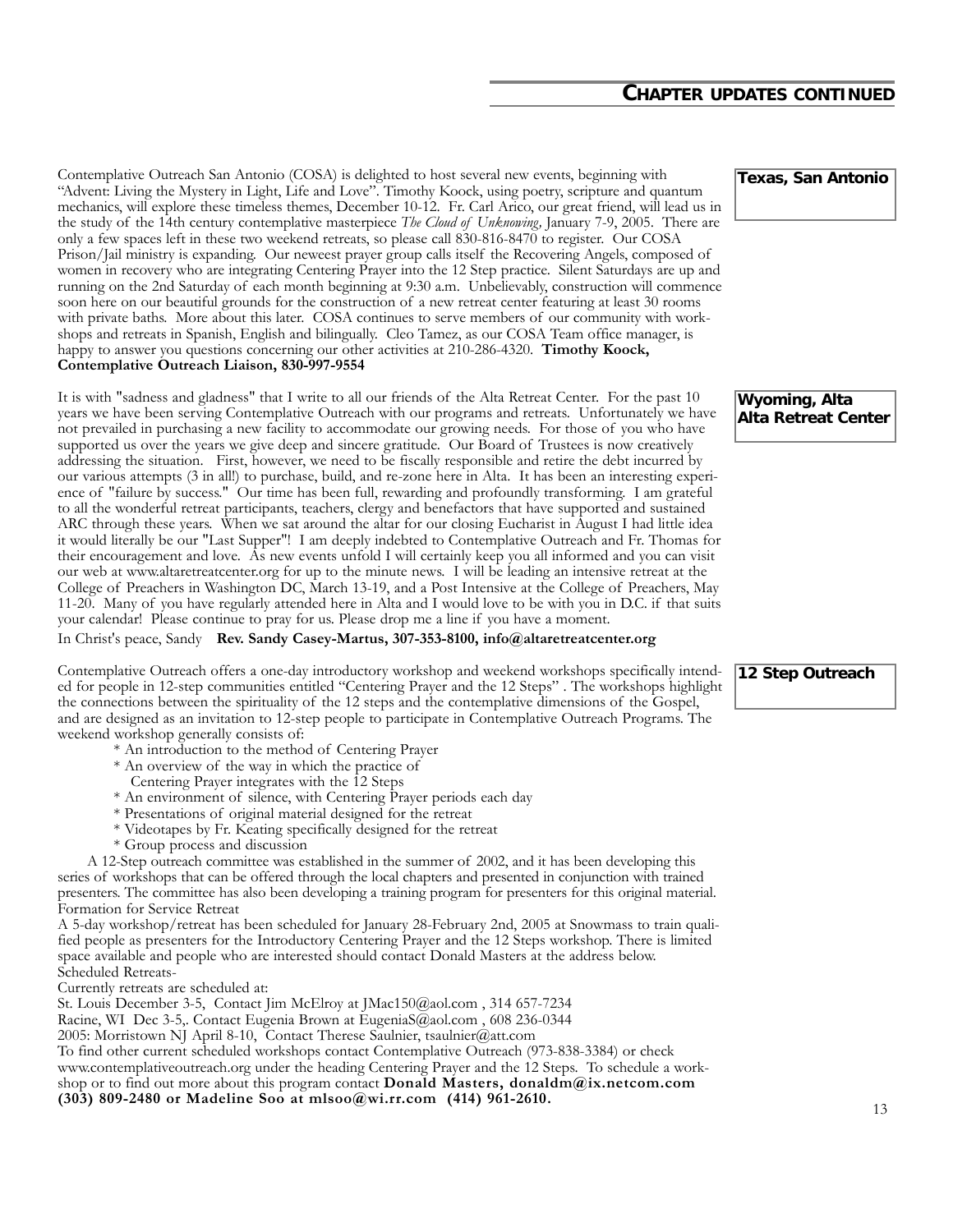## CHAPTER UPDATES CONTINUED

### Texas, San Antonio

Contemplative Outreach San Antonio (COSA) is delighted to host several new events, beginning with "Advent: Living the Mystery in Light, Life and Love". Timothy Koock, using poetry, scripture and quantum mechanics, will explore these timeless themes, December 10-12. Fr. Carl Arico, our great friend, will lead us in the study of the 14th century contemplative masterpiece *The Cloud of Unknowing*, January 7-9, 2005. There are only a few spaces left in these two weekend retreats, so please call 830-816-8470 to register. Our COSA Prison/Jail ministry is expanding. Our newest prayer group calls itself the Recovering Angels, composed of women in recovery who are integrating Centering Prayer into the 12 Step practice. Silent Saturdays are up and running on the 2nd Saturday of each month beginning at 9:30 a.m. Unbelievably, construction will commence soon here on our beautiful grounds for the construction of a new retreat center featuring at least 30 rooms with private baths. More about this later. COSA continues to serve members of our community with workshops and retreats in Spanish, English and bilingually. Cleo Tamez, as our COSA Team office manager, is happy to answer you questions concerning our other activities at 210-286-4320. **Timothy Koock, Contemplative Outreach Liaison, 830-997-9554**

### Wyoming, Alta Alta Retreat Center

It is with "sadness and gladness" that I write to all our friends of the Alta Retreat Center. For the past 10 years we have been serving Contemplative Outreach with our programs and retreats. Unfortunately we have not prevailed in purchasing a new facility to accommodate our growing needs. For those of you who have supported us over the years we give deep and sincere gratitude. Our Board of Trustees is now creatively addressing the situation. First, however, we need to be fiscally responsible and retire the debt incurred by our various attempts (3 in all!) to purchase, build, and re-zone here in Alta. It has been an interesting experience of "failure by success." Our time has been full, rewarding and profoundly transforming. I am grateful to all the wonderful retreat participants, teachers, clergy and benefactors that have supported and sustained ARC through these years. When we sat around the altar for our closing Eucharist in August I had little idea it would literally be our "Last Supper"! I am deeply indebted to Contemplative Outreach and Fr. Thomas for their encouragement and love. As new events unfold I will certainly keep you all informed and you can visit our web at www.altaretreatcenter.org for up to the minute news. I will be leading an intensive retreat at the College of Preachers in Washington DC, March 13-19, and a Post Intensive at the College of Preachers, May 11-20. Many of you have regularly attended here in Alta and I would love to be with you in D.C. if that suits your calendar! Please continue to pray for us. Please drop me a line if you have a moment.

In Christ's peace, Sandy **Rev. Sandy Casey-Martus, 307-353-8100, info@altaretreatcenter.org**

### 12 Step Outreach

Contemplative Outreach offers a one-day introductory workshop and weekend workshops specifically intended for people in 12-step communities entitled "Centering Prayer and the 12 Steps" . The workshops highlight the connections between the spirituality of the 12 steps and the contemplative dimensions of the Gospel, and are designed as an invitation to 12-step people to participate in Contemplative Outreach Programs. The weekend workshop generally consists of:

* An introduction to the method of Centering Prayer
* An overview of the way in which the practice of Centering Prayer integrates with the 12 Steps
* An environment of silence, with Centering Prayer periods each day
* Presentations of original material designed for the retreat
* Videotapes by Fr. Keating specifically designed for the retreat
* Group process and discussion

A 12-Step outreach committee was established in the summer of 2002, and it has been developing this series of workshops that can be offered through the local chapters and presented in conjunction with trained presenters. The committee has also been developing a training program for presenters for this original material.

Formation for Service Retreat

A 5-day workshop/retreat has been scheduled for January 28-February 2nd, 2005 at Snowmass to train qualified people as presenters for the Introductory Centering Prayer and the 12 Steps workshop. There is limited space available and people who are interested should contact Donald Masters at the address below.

Scheduled Retreats-

Currently retreats are scheduled at:

St. Louis December 3-5, Contact Jim McElroy at JMac150@aol.com , 314 657-7234

Racine, WI Dec 3-5,. Contact Eugenia Brown at EugeniaS@aol.com , 608 236-0344

2005: Morristown NJ April 8-10, Contact Therese Saulnier, tsaulnier@att.com

To find other current scheduled workshops contact Contemplative Outreach (973-838-3384) or check www.contemplativeoutreach.org under the heading Centering Prayer and the 12 Steps. To schedule a workshop or to find out more about this program contact **Donald Masters, donaldm@ix.netcom.com (303) 809-2480 or Madeline Soo at mlsoo@wi.rr.com (414) 961-2610.**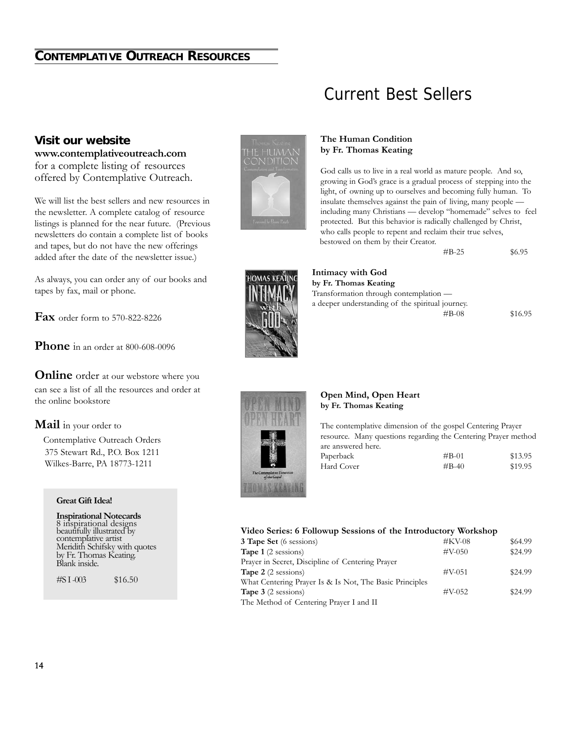## CONTEMPLATIVE OUTREACH RESOURCES

### Visit our website

**www.contemplativeoutreach.com** for a complete listing of resources offered by Contemplative Outreach.

We will list the best sellers and new resources in the newsletter. A complete catalog of resource listings is planned for the near future. (Previous newsletters do contain a complete list of books and tapes, but do not have the new offerings added after the date of the newsletter issue.)

As always, you can order any of our books and tapes by fax, mail or phone.

**Fax** order form to 570-822-8226

**Phone** in an order at 800-608-0096

**Online** order at our webstore where you can see a list of all the resources and order at the online bookstore

**Mail** in your order to

Contemplative Outreach Orders
375 Stewart Rd., P.O. Box 1211
Wilkes-Barre, PA 18773-1211

**Great Gift Idea!**

**Inspirational Notecards**
8 inspirational designs beautifully illustrated by contemplative artist Meridith Schifsky with quotes by Fr. Thomas Keating. Blank inside.

#SI-003 $16.50

# Current Best Sellers

**The Human Condition**
**by Fr. Thomas Keating**

God calls us to live in a real world as mature people. And so, growing in God's grace is a gradual process of stepping into the light, of owning up to ourselves and becoming fully human. To insulate themselves against the pain of living, many people — including many Christians — develop "homemade" selves to feel protected. But this behavior is radically challenged by Christ, who calls people to repent and reclaim their true selves, bestowed on them by their Creator.

#B-25 $6.95

**Intimacy with God**
**by Fr. Thomas Keating**
Transformation through contemplation — a deeper understanding of the spiritual journey.

#B-08 $16.95

**Open Mind, Open Heart**
**by Fr. Thomas Keating**

The contemplative dimension of the gospel Centering Prayer resource. Many questions regarding the Centering Prayer method are answered here.

| | | |
|---|---|---|
| Paperback | #B-01 | $13.95 |
| Hard Cover | #B-40 | $19.95 |

**Video Series: 6 Followup Sessions of the Introductory Workshop**

| | | |
|---|---|---|
| **3 Tape Set** (6 sessions) | #KV-08 | $64.99 |
| **Tape 1** (2 sessions) | #V-050 | $24.99 |
| Prayer in Secret, Discipline of Centering Prayer | | |
| **Tape 2** (2 sessions) | #V-051 | $24.99 |
| What Centering Prayer Is & Is Not, The Basic Principles | | |
| **Tape 3** (2 sessions) | #V-052 | $24.99 |
| The Method of Centering Prayer I and II | | |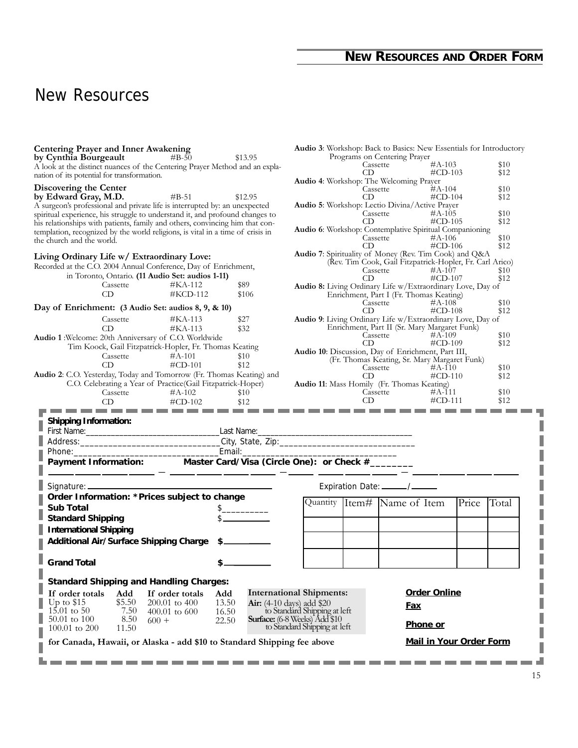## NEW RESOURCES AND ORDER FORM

# New Resources

**Centering Prayer and Inner Awakening**
**by Cynthia Bourgeault** #B-50 $13.95
A look at the distinct nuances of the Centering Prayer Method and an explanation of its potential for transformation.

**Discovering the Center**
**by Edward Gray, M.D.** #B-51 $12.95
A surgeon's professional and private life is interrupted by: an unexpected spiritual experience, his struggle to understand it, and profound changes to his relationships with patients, family and others, convincing him that contemplation, recognized by the world religions, is vital in a time of crisis in the church and the world.

**Living Ordinary Life w/ Extraordinary Love:**
Recorded at the C.O. 2004 Annual Conference, Day of Enrichment, in Toronto, Ontario. **(11 Audio Set: audios 1-11)**

| | | |
|---|---|---|
| Cassette | #KA-112 | $89 |
| CD | #KCD-112 | $106 |

**Day of Enrichment: (3 Audio Set: audios 8, 9, & 10)**

| | | |
|---|---|---|
| Cassette | #KA-113 | $27 |
| CD | #KA-113 | $32 |

**Audio 1**: Welcome: 20th Anniversary of C.O. Worldwide
Tim Koock, Gail Fitzpatrick-Hopler, Fr. Thomas Keating

| | | |
|---|---|---|
| Cassette | #A-101 | $10 |
| CD | #CD-101 | $12 |

**Audio 2**: C.O. Yesterday, Today and Tomorrow (Fr. Thomas Keating) and C.O. Celebrating a Year of Practice(Gail Fitzpatrick-Hoper)

| | | |
|---|---|---|
| Cassette | #A-102 | $10 |
| CD | #CD-102 | $12 |

**Audio 3**: Workshop: Back to Basics: New Essentials for Introductory Programs on Centering Prayer

| | | |
|---|---|---|
| Cassette | #A-103 | $10 |
| CD | #CD-103 | $12 |

**Audio 4**: Workshop: The Welcoming Prayer

| | | |
|---|---|---|
| Cassette | #A-104 | $10 |
| CD | #CD-104 | $12 |

**Audio 5**: Workshop: Lectio Divina/Active Prayer

| | | |
|---|---|---|
| Cassette | #A-105 | $10 |
| CD | #CD-105 | $12 |

**Audio 6**: Workshop: Contemplative Spiritual Companioning

| | | |
|---|---|---|
| Cassette | #A-106 | $10 |
| CD | #CD-106 | $12 |

**Audio 7**: Spirituality of Money (Rev. Tim Cook) and Q&A (Rev. Tim Cook, Gail Fitzpatrick-Hopler, Fr. Carl Arico)

| | | |
|---|---|---|
| Cassette | #A-107 | $10 |
| CD | #CD-107 | $12 |

**Audio 8:** Living Ordinary Life w/Extraordinary Love, Day of Enrichment, Part I (Fr. Thomas Keating)

| | | |
|---|---|---|
| Cassette | #A-108 | $10 |
| CD | #CD-108 | $12 |

**Audio 9**: Living Ordinary Life w/Extraordinary Love, Day of Enrichment, Part II (Sr. Mary Margaret Funk)

| | | |
|---|---|---|
| Cassette | #A-109 | $10 |
| CD | #CD-109 | $12 |

**Audio 10**: Discussion, Day of Enrichment, Part III, (Fr. Thomas Keating, Sr. Mary Margaret Funk)

| | | |
|---|---|---|
| Cassette | #A-110 | $10 |
| CD | #CD-110 | $12 |

**Audio 11**: Mass Homily (Fr. Thomas Keating)

| | | |
|---|---|---|
| Cassette | #A-111 | $10 |
| CD | #CD-111 | $12 |

**Shipping Information:**

First Name:______________________________ Last Name:____________________________________

Address:______________________________ City, State, Zip:____________________________

Phone:______________________________ Email:________________________________

**Payment Information: Master Card/Visa (Circle One): or Check #________**

_____ _____ _____ _____ – _____ _____ _____ _____ – _____ _____ _____ _____ – _____ _____ _____ _____

Signature: ______________________________ Expiration Date: ______/______

**Order Information: *Prices subject to change**

**Sub Total** $__________

**Standard Shipping** $__________

**International Shipping**

**Additional Air/Surface Shipping Charge** $__________

**Grand Total** $__________

| Quantity | Item# | Name of Item | Price | Total |
|---|---|---|---|---|
| | | | | |
| | | | | |
| | | | | |

**Standard Shipping and Handling Charges:**

| If order totals | Add | If order totals | Add |
|---|---|---|---|
| Up to $15 | $5.50 | 200.01 to 400 | 13.50 |
| 15.01 to 50 | 7.50 | 400.01 to 600 | 16.50 |
| 50.01 to 100 | 8.50 | 600 + | 22.50 |
| 100.01 to 200 | 11.50 | | |

**International Shipments:**
**Air:** (4-10 days) add $20 to Standard Shipping at left
**Surface:** (6-8 Weeks) Add $10 to Standard Shipping at left

**for Canada, Hawaii, or Alaska - add $10 to Standard Shipping fee above**

**Order Online**
**Fax**
**Phone or**
**Mail in Your Order Form**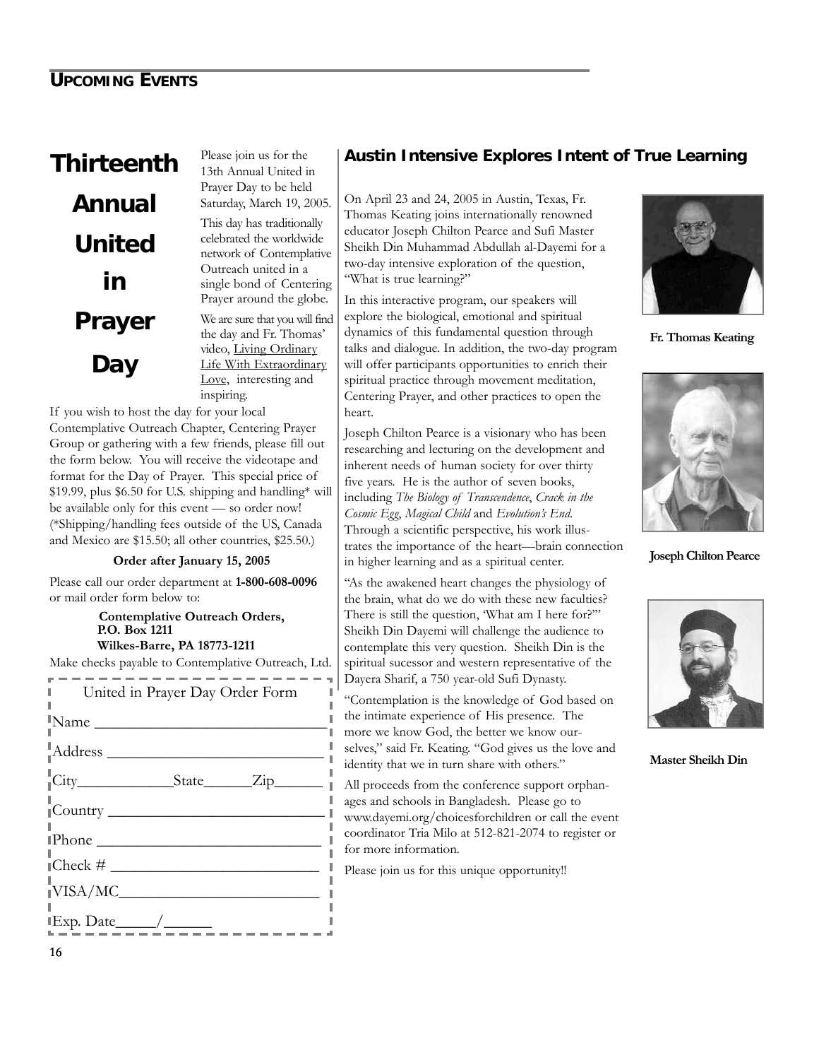## UPCOMING EVENTS

# Thirteenth Annual United in Prayer Day

Please join us for the 13th Annual United in Prayer Day to be held Saturday, March 19, 2005.

This day has traditionally celebrated the worldwide network of Contemplative Outreach united in a single bond of Centering Prayer around the globe.

We are sure that you will find the day and Fr. Thomas' video, Living Ordinary Life With Extraordinary Love, interesting and inspiring.

If you wish to host the day for your local Contemplative Outreach Chapter, Centering Prayer Group or gathering with a few friends, please fill out the form below. You will receive the videotape and format for the Day of Prayer. This special price of $19.99, plus $6.50 for U.S. shipping and handling* will be available only for this event — so order now! (*Shipping/handling fees outside of the US, Canada and Mexico are $15.50; all other countries, $25.50.)

**Order after January 15, 2005**

Please call our order department at **1-800-608-0096** or mail order form below to:

**Contemplative Outreach Orders,**
**P.O. Box 1211**
**Wilkes-Barre, PA 18773-1211**

Make checks payable to Contemplative Outreach, Ltd.

United in Prayer Day Order Form

Name ____________________________

Address __________________________

City____________State______Zip______

Country __________________________

Phone ___________________________

Check # __________________________

VISA/MC_________________________

Exp. Date_____/______

## Austin Intensive Explores Intent of True Learning

On April 23 and 24, 2005 in Austin, Texas, Fr. Thomas Keating joins internationally renowned educator Joseph Chilton Pearce and Sufi Master Sheikh Din Muhammad Abdullah al-Dayemi for a two-day intensive exploration of the question, "What is true learning?"

In this interactive program, our speakers will explore the biological, emotional and spiritual dynamics of this fundamental question through talks and dialogue. In addition, the two-day program will offer participants opportunities to enrich their spiritual practice through movement meditation, Centering Prayer, and other practices to open the heart.

Joseph Chilton Pearce is a visionary who has been researching and lecturing on the development and inherent needs of human society for over thirty five years. He is the author of seven books, including *The Biology of Transcendence*, *Crack in the Cosmic Egg*, *Magical Child* and *Evolution's End*. Through a scientific perspective, his work illustrates the importance of the heart—brain connection in higher learning and as a spiritual center.

"As the awakened heart changes the physiology of the brain, what do we do with these new faculties? There is still the question, 'What am I here for?'" Sheikh Din Dayemi will challenge the audience to contemplate this very question. Sheikh Din is the spiritual sucessor and western representative of the Dayera Sharif, a 750 year-old Sufi Dynasty.

"Contemplation is the knowledge of God based on the intimate experience of His presence. The more we know God, the better we know ourselves," said Fr. Keating. "God gives us the love and identity that we in turn share with others."

All proceeds from the conference support orphanages and schools in Bangladesh. Please go to www.dayemi.org/choicesforchildren or call the event coordinator Tria Milo at 512-821-2074 to register or for more information.

Please join us for this unique opportunity!!

**Fr. Thomas Keating**

**Joseph Chilton Pearce**

**Master Sheikh Din**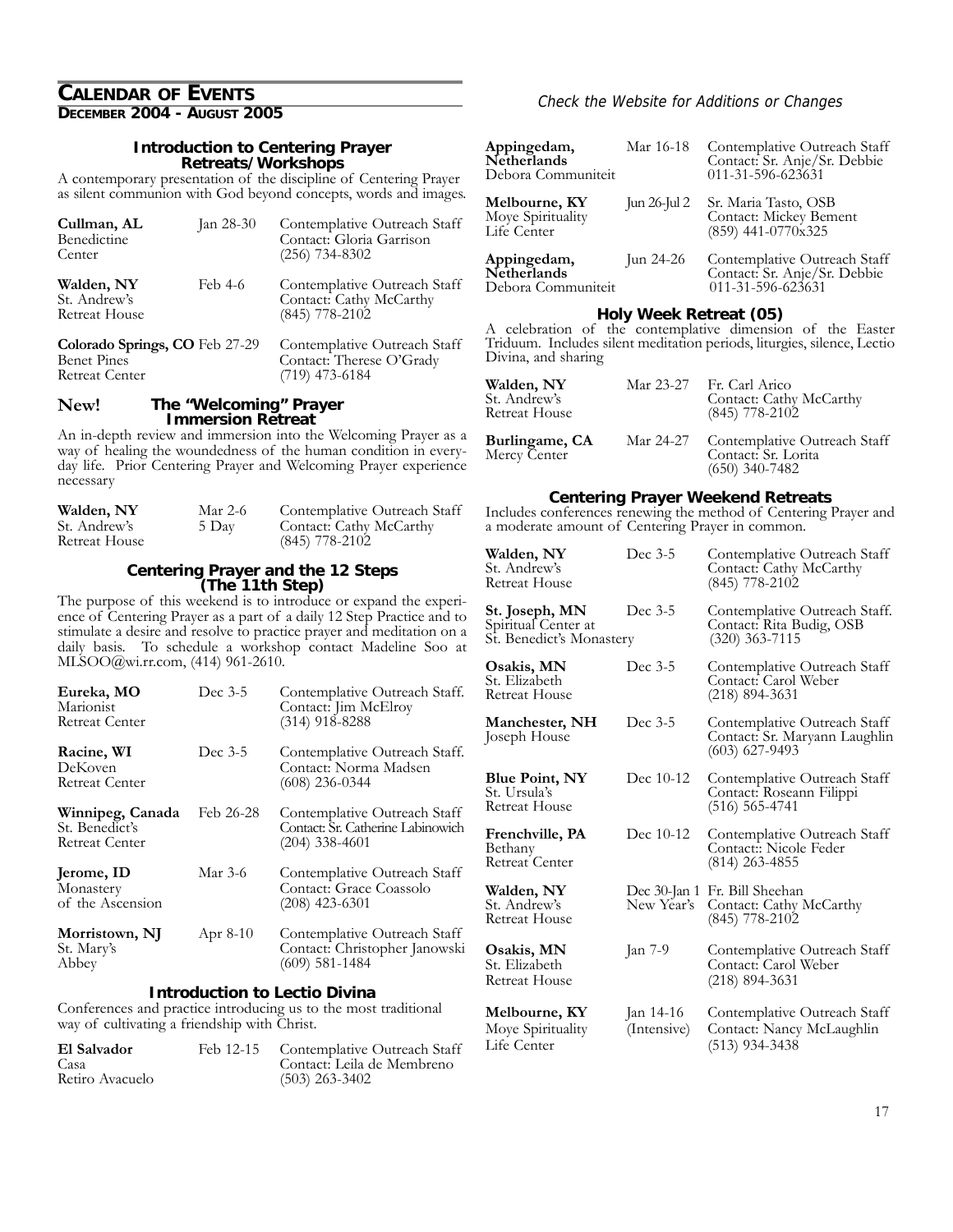# CALENDAR OF EVENTS

## DECEMBER 2004 - AUGUST 2005

*Check the Website for Additions or Changes*

### Introduction to Centering Prayer Retreats/Workshops

A contemporary presentation of the discipline of Centering Prayer as silent communion with God beyond concepts, words and images.

| Location | Dates | Details |
|---|---|---|
| **Cullman, AL** Benedictine Center | Jan 28-30 | Contemplative Outreach Staff Contact: Gloria Garrison (256) 734-8302 |
| **Walden, NY** St. Andrew's Retreat House | Feb 4-6 | Contemplative Outreach Staff Contact: Cathy McCarthy (845) 778-2102 |
| **Colorado Springs, CO** Benet Pines Retreat Center | Feb 27-29 | Contemplative Outreach Staff Contact: Therese O'Grady (719) 473-6184 |

### New! The "Welcoming" Prayer Immersion Retreat

An in-depth review and immersion into the Welcoming Prayer as a way of healing the woundedness of the human condition in everyday life. Prior Centering Prayer and Welcoming Prayer experience necessary

| Location | Dates | Details |
|---|---|---|
| **Walden, NY** St. Andrew's Retreat House | Mar 2-6 5 Day | Contemplative Outreach Staff Contact: Cathy McCarthy (845) 778-2102 |

### Centering Prayer and the 12 Steps (The 11th Step)

The purpose of this weekend is to introduce or expand the experience of Centering Prayer as a part of a daily 12 Step Practice and to stimulate a desire and resolve to practice prayer and meditation on a daily basis. To schedule a workshop contact Madeline Soo at MLSOO@wi.rr.com, (414) 961-2610.

| Location | Dates | Details |
|---|---|---|
| **Eureka, MO** Marionist Retreat Center | Dec 3-5 | Contemplative Outreach Staff. Contact: Jim McElroy (314) 918-8288 |
| **Racine, WI** DeKoven Retreat Center | Dec 3-5 | Contemplative Outreach Staff. Contact: Norma Madsen (608) 236-0344 |
| **Winnipeg, Canada** St. Benedict's Retreat Center | Feb 26-28 | Contemplative Outreach Staff Contact: Sr. Catherine Labinowich (204) 338-4601 |
| **Jerome, ID** Monastery of the Ascension | Mar 3-6 | Contemplative Outreach Staff Contact: Grace Coassolo (208) 423-6301 |
| **Morristown, NJ** St. Mary's Abbey | Apr 8-10 | Contemplative Outreach Staff Contact: Christopher Janowski (609) 581-1484 |

### Introduction to Lectio Divina

Conferences and practice introducing us to the most traditional way of cultivating a friendship with Christ.

| Location | Dates | Details |
|---|---|---|
| **El Salvador** Casa Retiro Avacuelo | Feb 12-15 | Contemplative Outreach Staff Contact: Leila de Membreno (503) 263-3402 |
| **Appingedam, Netherlands** Debora Communiteit | Mar 16-18 | Contemplative Outreach Staff Contact: Sr. Anje/Sr. Debbie 011-31-596-623631 |
| **Melbourne, KY** Moye Spirituality Life Center | Jun 26-Jul 2 | Sr. Maria Tasto, OSB Contact: Mickey Bement (859) 441-0770x325 |
| **Appingedam, Netherlands** Debora Communiteit | Jun 24-26 | Contemplative Outreach Staff Contact: Sr. Anje/Sr. Debbie 011-31-596-623631 |

### Holy Week Retreat (05)

A celebration of the contemplative dimension of the Easter Triduum. Includes silent meditation periods, liturgies, silence, Lectio Divina, and sharing

| Location | Dates | Details |
|---|---|---|
| **Walden, NY** St. Andrew's Retreat House | Mar 23-27 | Fr. Carl Arico Contact: Cathy McCarthy (845) 778-2102 |
| **Burlingame, CA** Mercy Center | Mar 24-27 | Contemplative Outreach Staff Contact: Sr. Lorita (650) 340-7482 |

### Centering Prayer Weekend Retreats

Includes conferences renewing the method of Centering Prayer and a moderate amount of Centering Prayer in common.

| Location | Dates | Details |
|---|---|---|
| **Walden, NY** St. Andrew's Retreat House | Dec 3-5 | Contemplative Outreach Staff Contact: Cathy McCarthy (845) 778-2102 |
| **St. Joseph, MN** Spiritual Center at St. Benedict's Monastery | Dec 3-5 | Contemplative Outreach Staff. Contact: Rita Budig, OSB (320) 363-7115 |
| **Osakis, MN** St. Elizabeth Retreat House | Dec 3-5 | Contemplative Outreach Staff Contact: Carol Weber (218) 894-3631 |
| **Manchester, NH** Joseph House | Dec 3-5 | Contemplative Outreach Staff Contact: Sr. Maryann Laughlin (603) 627-9493 |
| **Blue Point, NY** St. Ursula's Retreat House | Dec 10-12 | Contemplative Outreach Staff Contact: Roseann Filippi (516) 565-4741 |
| **Frenchville, PA** Bethany Retreat Center | Dec 10-12 | Contemplative Outreach Staff Contact:: Nicole Feder (814) 263-4855 |
| **Walden, NY** St. Andrew's Retreat House | Dec 30-Jan 1 New Year's | Fr. Bill Sheehan Contact: Cathy McCarthy (845) 778-2102 |
| **Osakis, MN** St. Elizabeth Retreat House | Jan 7-9 | Contemplative Outreach Staff Contact: Carol Weber (218) 894-3631 |
| **Melbourne, KY** Moye Spirituality Life Center | Jan 14-16 (Intensive) | Contemplative Outreach Staff Contact: Nancy McLaughlin (513) 934-3438 |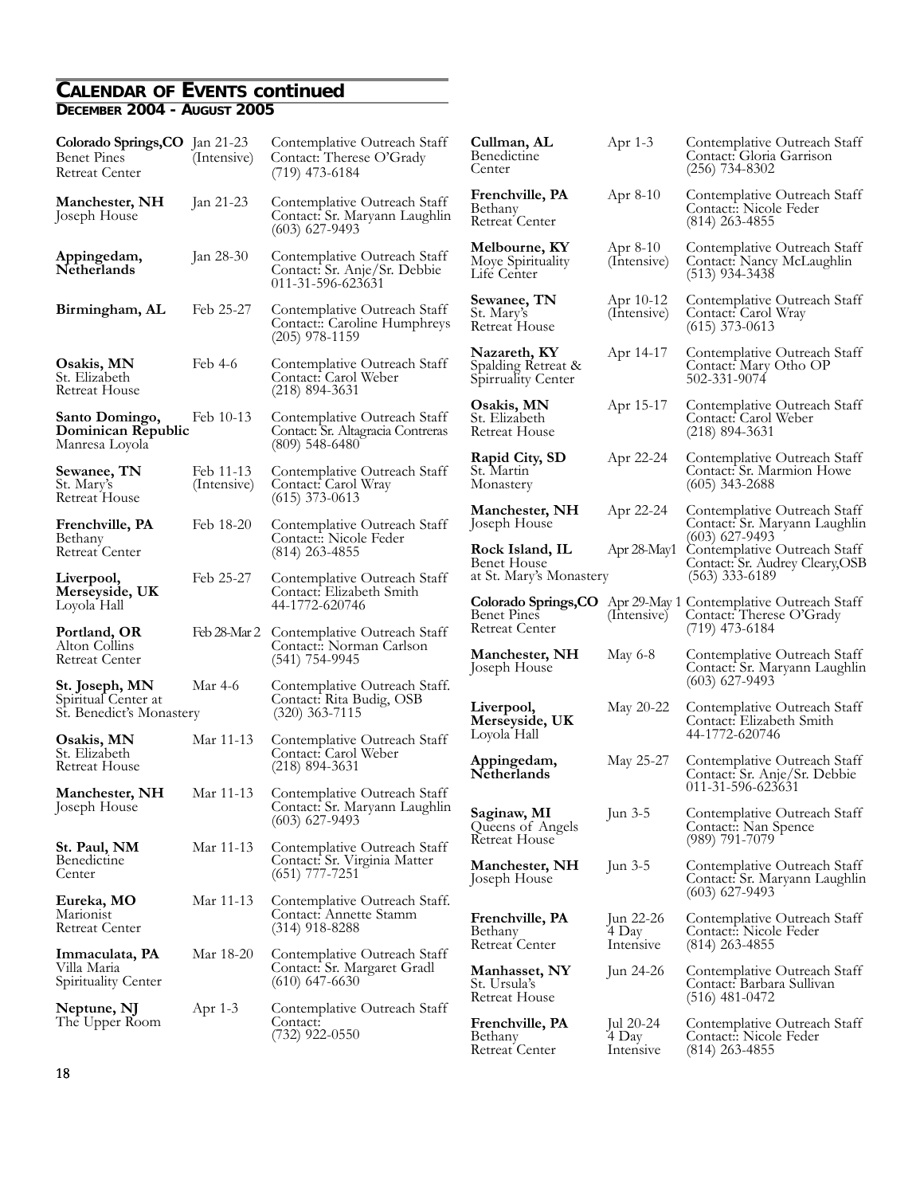## CALENDAR OF EVENTS continued

### DECEMBER 2004 - AUGUST 2005

| Location | Date | Details |
|---|---|---|
| **Colorado Springs,CO** Benet Pines Retreat Center | Jan 21-23 (Intensive) | Contemplative Outreach Staff Contact: Therese O'Grady (719) 473-6184 |
| **Manchester, NH** Joseph House | Jan 21-23 | Contemplative Outreach Staff Contact: Sr. Maryann Laughlin (603) 627-9493 |
| **Appingedam, Netherlands** | Jan 28-30 | Contemplative Outreach Staff Contact: Sr. Anje/Sr. Debbie 011-31-596-623631 |
| **Birmingham, AL** | Feb 25-27 | Contemplative Outreach Staff Contact:: Caroline Humphreys (205) 978-1159 |
| **Osakis, MN** St. Elizabeth Retreat House | Feb 4-6 | Contemplative Outreach Staff Contact: Carol Weber (218) 894-3631 |
| **Santo Domingo, Dominican Republic** Manresa Loyola | Feb 10-13 | Contemplative Outreach Staff Contact: Sr. Altagracia Contreras (809) 548-6480 |
| **Sewanee, TN** St. Mary's Retreat House | Feb 11-13 (Intensive) | Contemplative Outreach Staff Contact: Carol Wray (615) 373-0613 |
| **Frenchville, PA** Bethany Retreat Center | Feb 18-20 | Contemplative Outreach Staff Contact:: Nicole Feder (814) 263-4855 |
| **Liverpool, Merseyside, UK** Loyola Hall | Feb 25-27 | Contemplative Outreach Staff Contact: Elizabeth Smith 44-1772-620746 |
| **Portland, OR** Alton Collins Retreat Center | Feb 28-Mar 2 | Contemplative Outreach Staff Contact:: Norman Carlson (541) 754-9945 |
| **St. Joseph, MN** Spiritual Center at St. Benedict's Monastery | Mar 4-6 | Contemplative Outreach Staff. Contact: Rita Budig, OSB (320) 363-7115 |
| **Osakis, MN** St. Elizabeth Retreat House | Mar 11-13 | Contemplative Outreach Staff Contact: Carol Weber (218) 894-3631 |
| **Manchester, NH** Joseph House | Mar 11-13 | Contemplative Outreach Staff Contact: Sr. Maryann Laughlin (603) 627-9493 |
| **St. Paul, NM** Benedictine Center | Mar 11-13 | Contemplative Outreach Staff Contact: Sr. Virginia Matter (651) 777-7251 |
| **Eureka, MO** Marionist Retreat Center | Mar 11-13 | Contemplative Outreach Staff. Contact: Annette Stamm (314) 918-8288 |
| **Immaculata, PA** Villa Maria Spirituality Center | Mar 18-20 | Contemplative Outreach Staff Contact: Sr. Margaret Gradl (610) 647-6630 |
| **Neptune, NJ** The Upper Room | Apr 1-3 | Contemplative Outreach Staff Contact: (732) 922-0550 |
| **Cullman, AL** Benedictine Center | Apr 1-3 | Contemplative Outreach Staff Contact: Gloria Garrison (256) 734-8302 |
| **Frenchville, PA** Bethany Retreat Center | Apr 8-10 | Contemplative Outreach Staff Contact:: Nicole Feder (814) 263-4855 |
| **Melbourne, KY** Moye Spirituality Life Center | Apr 8-10 (Intensive) | Contemplative Outreach Staff Contact: Nancy McLaughlin (513) 934-3438 |
| **Sewanee, TN** St. Mary's Retreat House | Apr 10-12 (Intensive) | Contemplative Outreach Staff Contact: Carol Wray (615) 373-0613 |
| **Nazareth, KY** Spalding Retreat & Spirruality Center | Apr 14-17 | Contemplative Outreach Staff Contact: Mary Otho OP 502-331-9074 |
| **Osakis, MN** St. Elizabeth Retreat House | Apr 15-17 | Contemplative Outreach Staff Contact: Carol Weber (218) 894-3631 |
| **Rapid City, SD** St. Martin Monastery | Apr 22-24 | Contemplative Outreach Staff Contact: Sr. Marmion Howe (605) 343-2688 |
| **Manchester, NH** Joseph House | Apr 22-24 | Contemplative Outreach Staff Contact: Sr. Maryann Laughlin (603) 627-9493 |
| **Rock Island, IL** Benet House at St. Mary's Monastery | Apr 28-May1 | Contemplative Outreach Staff Contact: Sr. Audrey Cleary,OSB (563) 333-6189 |
| **Colorado Springs,CO** Benet Pines Retreat Center | Apr 29-May 1 (Intensive) | Contemplative Outreach Staff Contact: Therese O'Grady (719) 473-6184 |
| **Manchester, NH** Joseph House | May 6-8 | Contemplative Outreach Staff Contact: Sr. Maryann Laughlin (603) 627-9493 |
| **Liverpool, Merseyside, UK** Loyola Hall | May 20-22 | Contemplative Outreach Staff Contact: Elizabeth Smith 44-1772-620746 |
| **Appingedam, Netherlands** | May 25-27 | Contemplative Outreach Staff Contact: Sr. Anje/Sr. Debbie 011-31-596-623631 |
| **Saginaw, MI** Queens of Angels Retreat House | Jun 3-5 | Contemplative Outreach Staff Contact:: Nan Spence (989) 791-7079 |
| **Manchester, NH** Joseph House | Jun 3-5 | Contemplative Outreach Staff Contact: Sr. Maryann Laughlin (603) 627-9493 |
| **Frenchville, PA** Bethany Retreat Center | Jun 22-26 4 Day Intensive | Contemplative Outreach Staff Contact:: Nicole Feder (814) 263-4855 |
| **Manhasset, NY** St. Ursula's Retreat House | Jun 24-26 | Contemplative Outreach Staff Contact: Barbara Sullivan (516) 481-0472 |
| **Frenchville, PA** Bethany Retreat Center | Jul 20-24 4 Day Intensive | Contemplative Outreach Staff Contact:: Nicole Feder (814) 263-4855 |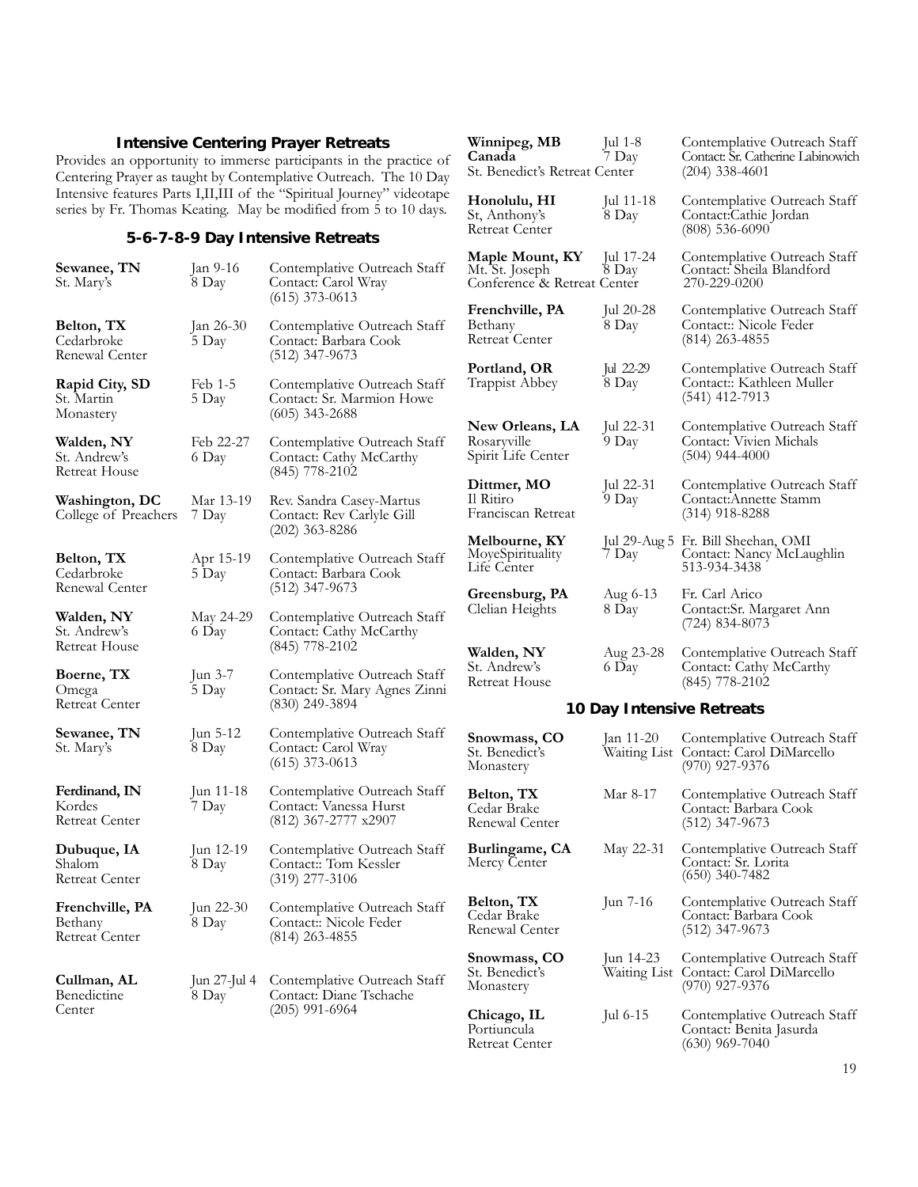## Intensive Centering Prayer Retreats

Provides an opportunity to immerse participants in the practice of Centering Prayer as taught by Contemplative Outreach. The 10 Day Intensive features Parts I,II,III of the "Spiritual Journey" videotape series by Fr. Thomas Keating. May be modified from 5 to 10 days.

### 5-6-7-8-9 Day Intensive Retreats

| Location | Dates | Details |
|---|---|---|
| **Sewanee, TN** St. Mary's | Jan 9-16 8 Day | Contemplative Outreach Staff Contact: Carol Wray (615) 373-0613 |
| **Belton, TX** Cedarbroke Renewal Center | Jan 26-30 5 Day | Contemplative Outreach Staff Contact: Barbara Cook (512) 347-9673 |
| **Rapid City, SD** St. Martin Monastery | Feb 1-5 5 Day | Contemplative Outreach Staff Contact: Sr. Marmion Howe (605) 343-2688 |
| **Walden, NY** St. Andrew's Retreat House | Feb 22-27 6 Day | Contemplative Outreach Staff Contact: Cathy McCarthy (845) 778-2102 |
| **Washington, DC** College of Preachers | Mar 13-19 7 Day | Rev. Sandra Casey-Martus Contact: Rev Carlyle Gill (202) 363-8286 |
| **Belton, TX** Cedarbroke Renewal Center | Apr 15-19 5 Day | Contemplative Outreach Staff Contact: Barbara Cook (512) 347-9673 |
| **Walden, NY** St. Andrew's Retreat House | May 24-29 6 Day | Contemplative Outreach Staff Contact: Cathy McCarthy (845) 778-2102 |
| **Boerne, TX** Omega Retreat Center | Jun 3-7 5 Day | Contemplative Outreach Staff Contact: Sr. Mary Agnes Zinni (830) 249-3894 |
| **Sewanee, TN** St. Mary's | Jun 5-12 8 Day | Contemplative Outreach Staff Contact: Carol Wray (615) 373-0613 |
| **Ferdinand, IN** Kordes Retreat Center | Jun 11-18 7 Day | Contemplative Outreach Staff Contact: Vanessa Hurst (812) 367-2777 x2907 |
| **Dubuque, IA** Shalom Retreat Center | Jun 12-19 8 Day | Contemplative Outreach Staff Contact:: Tom Kessler (319) 277-3106 |
| **Frenchville, PA** Bethany Retreat Center | Jun 22-30 8 Day | Contemplative Outreach Staff Contact:: Nicole Feder (814) 263-4855 |
| **Cullman, AL** Benedictine Center | Jun 27-Jul 4 8 Day | Contemplative Outreach Staff Contact: Diane Tschache (205) 991-6964 |
| **Winnipeg, MB Canada** St. Benedict's Retreat Center | Jul 1-8 7 Day | Contemplative Outreach Staff Contact: Sr. Catherine Labinowich (204) 338-4601 |
| **Honolulu, HI** St, Anthony's Retreat Center | Jul 11-18 8 Day | Contemplative Outreach Staff Contact:Cathie Jordan (808) 536-6090 |
| **Maple Mount, KY** Mt. St. Joseph Conference & Retreat Center | Jul 17-24 8 Day | Contemplative Outreach Staff Contact: Sheila Blandford 270-229-0200 |
| **Frenchville, PA** Bethany Retreat Center | Jul 20-28 8 Day | Contemplative Outreach Staff Contact:: Nicole Feder (814) 263-4855 |
| **Portland, OR** Trappist Abbey | Jul 22-29 8 Day | Contemplative Outreach Staff Contact:: Kathleen Muller (541) 412-7913 |
| **New Orleans, LA** Rosaryville Spirit Life Center | Jul 22-31 9 Day | Contemplative Outreach Staff Contact: Vivien Michals (504) 944-4000 |
| **Dittmer, MO** Il Ritiro Franciscan Retreat | Jul 22-31 9 Day | Contemplative Outreach Staff Contact:Annette Stamm (314) 918-8288 |
| **Melbourne, KY** MoyeSpirituality Life Center | Jul 29-Aug 5 7 Day | Fr. Bill Sheehan, OMI Contact: Nancy McLaughlin 513-934-3438 |
| **Greensburg, PA** Clelian Heights | Aug 6-13 8 Day | Fr. Carl Arico Contact:Sr. Margaret Ann (724) 834-8073 |
| **Walden, NY** St. Andrew's Retreat House | Aug 23-28 6 Day | Contemplative Outreach Staff Contact: Cathy McCarthy (845) 778-2102 |

### 10 Day Intensive Retreats

| Location | Dates | Details |
|---|---|---|
| **Snowmass, CO** St. Benedict's Monastery | Jan 11-20 Waiting List | Contemplative Outreach Staff Contact: Carol DiMarcello (970) 927-9376 |
| **Belton, TX** Cedar Brake Renewal Center | Mar 8-17 | Contemplative Outreach Staff Contact: Barbara Cook (512) 347-9673 |
| **Burlingame, CA** Mercy Center | May 22-31 | Contemplative Outreach Staff Contact: Sr. Lorita (650) 340-7482 |
| **Belton, TX** Cedar Brake Renewal Center | Jun 7-16 | Contemplative Outreach Staff Contact: Barbara Cook (512) 347-9673 |
| **Snowmass, CO** St. Benedict's Monastery | Jun 14-23 Waiting List | Contemplative Outreach Staff Contact: Carol DiMarcello (970) 927-9376 |
| **Chicago, IL** Portiuncula Retreat Center | Jul 6-15 | Contemplative Outreach Staff Contact: Benita Jasurda (630) 969-7040 |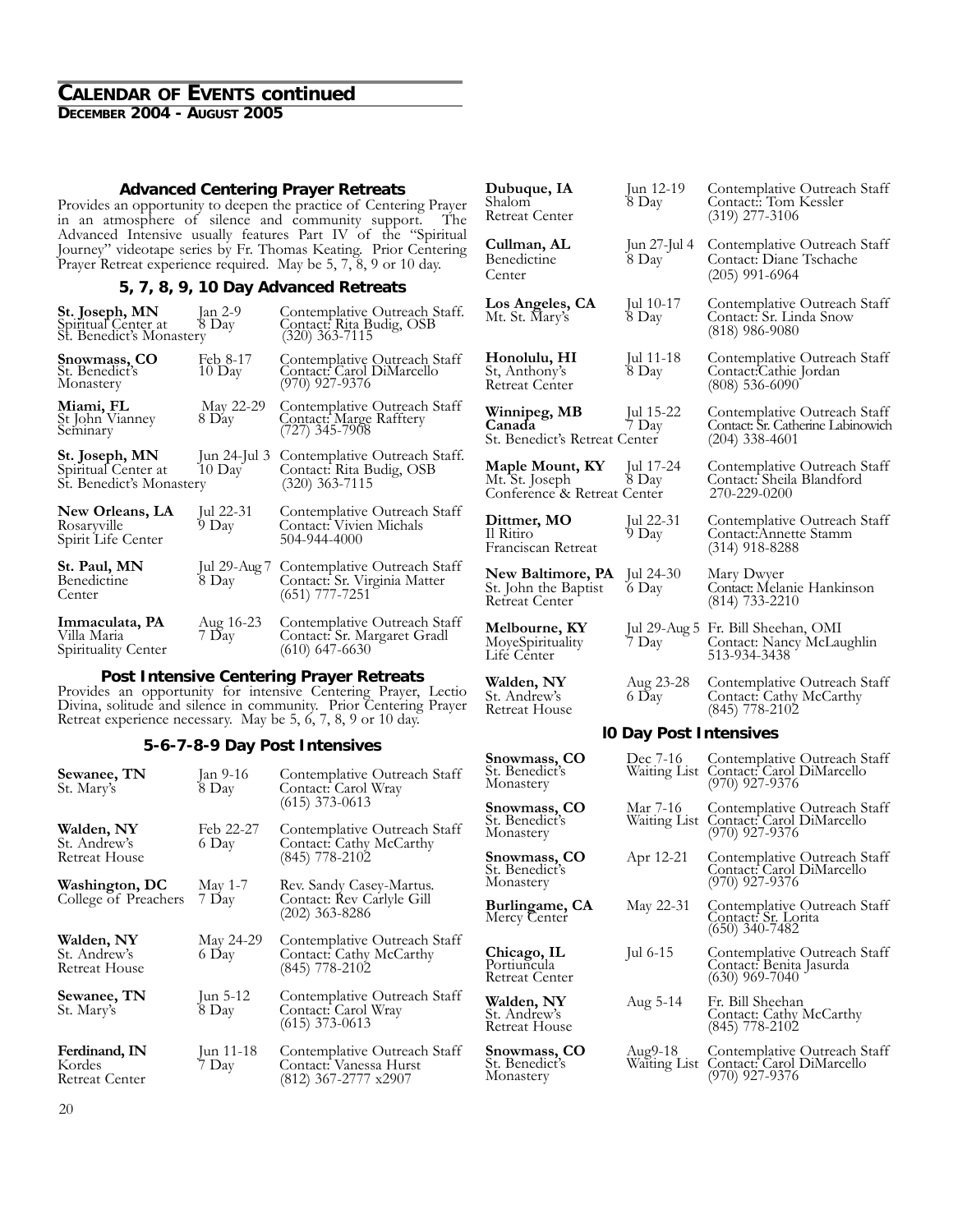## CALENDAR OF EVENTS continued

### DECEMBER 2004 - AUGUST 2005

### Advanced Centering Prayer Retreats

Provides an opportunity to deepen the practice of Centering Prayer in an atmosphere of silence and community support. The Advanced Intensive usually features Part IV of the "Spiritual Journey" videotape series by Fr. Thomas Keating. Prior Centering Prayer Retreat experience required. May be 5, 7, 8, 9 or 10 day.

#### 5, 7, 8, 9, 10 Day Advanced Retreats

| Location | Dates | Details |
|---|---|---|
| **St. Joseph, MN** Spiritual Center at St. Benedict's Monastery | Jan 2-9 8 Day | Contemplative Outreach Staff. Contact: Rita Budig, OSB (320) 363-7115 |
| **Snowmass, CO** St. Benedict's Monastery | Feb 8-17 10 Day | Contemplative Outreach Staff Contact: Carol DiMarcello (970) 927-9376 |
| **Miami, FL** St John Vianney Seminary | May 22-29 8 Day | Contemplative Outreach Staff Contact: Marge Rafftery (727) 345-7908 |
| **St. Joseph, MN** Spiritual Center at St. Benedict's Monastery | Jun 24-Jul 3 10 Day | Contemplative Outreach Staff. Contact: Rita Budig, OSB (320) 363-7115 |
| **New Orleans, LA** Rosaryville Spirit Life Center | Jul 22-31 9 Day | Contemplative Outreach Staff Contact: Vivien Michals 504-944-4000 |
| **St. Paul, MN** Benedictine Center | Jul 29-Aug 7 8 Day | Contemplative Outreach Staff Contact: Sr. Virginia Matter (651) 777-7251 |
| **Immaculata, PA** Villa Maria Spirituality Center | Aug 16-23 7 Day | Contemplative Outreach Staff Contact: Sr. Margaret Gradl (610) 647-6630 |

### Post Intensive Centering Prayer Retreats

Provides an opportunity for intensive Centering Prayer, Lectio Divina, solitude and silence in community. Prior Centering Prayer Retreat experience necessary. May be 5, 6, 7, 8, 9 or 10 day.

#### 5-6-7-8-9 Day Post Intensives

| Location | Dates | Details |
|---|---|---|
| **Sewanee, TN** St. Mary's | Jan 9-16 8 Day | Contemplative Outreach Staff Contact: Carol Wray (615) 373-0613 |
| **Walden, NY** St. Andrew's Retreat House | Feb 22-27 6 Day | Contemplative Outreach Staff Contact: Cathy McCarthy (845) 778-2102 |
| **Washington, DC** College of Preachers | May 1-7 7 Day | Rev. Sandy Casey-Martus. Contact: Rev Carlyle Gill (202) 363-8286 |
| **Walden, NY** St. Andrew's Retreat House | May 24-29 6 Day | Contemplative Outreach Staff Contact: Cathy McCarthy (845) 778-2102 |
| **Sewanee, TN** St. Mary's | Jun 5-12 8 Day | Contemplative Outreach Staff Contact: Carol Wray (615) 373-0613 |
| **Ferdinand, IN** Kordes Retreat Center | Jun 11-18 7 Day | Contemplative Outreach Staff Contact: Vanessa Hurst (812) 367-2777 x2907 |
| **Dubuque, IA** Shalom Retreat Center | Jun 12-19 8 Day | Contemplative Outreach Staff Contact:: Tom Kessler (319) 277-3106 |
| **Cullman, AL** Benedictine Center | Jun 27-Jul 4 8 Day | Contemplative Outreach Staff Contact: Diane Tschache (205) 991-6964 |
| **Los Angeles, CA** Mt. St. Mary's | Jul 10-17 8 Day | Contemplative Outreach Staff Contact: Sr. Linda Snow (818) 986-9080 |
| **Honolulu, HI** St, Anthony's Retreat Center | Jul 11-18 8 Day | Contemplative Outreach Staff Contact:Cathie Jordan (808) 536-6090 |
| **Winnipeg, MB Canada** St. Benedict's Retreat Center | Jul 15-22 7 Day | Contemplative Outreach Staff Contact: Sr. Catherine Labinowich (204) 338-4601 |
| **Maple Mount, KY** Mt. St. Joseph Conference & Retreat Center | Jul 17-24 8 Day | Contemplative Outreach Staff Contact: Sheila Blandford 270-229-0200 |
| **Dittmer, MO** Il Ritiro Franciscan Retreat | Jul 22-31 9 Day | Contemplative Outreach Staff Contact:Annette Stamm (314) 918-8288 |
| **New Baltimore, PA** St. John the Baptist Retreat Center | Jul 24-30 6 Day | Mary Dwyer Contact: Melanie Hankinson (814) 733-2210 |
| **Melbourne, KY** MoyeSpirituality Life Center | Jul 29-Aug 5 7 Day | Fr. Bill Sheehan, OMI Contact: Nancy McLaughlin 513-934-3438 |
| **Walden, NY** St. Andrew's Retreat House | Aug 23-28 6 Day | Contemplative Outreach Staff Contact: Cathy McCarthy (845) 778-2102 |

#### l0 Day Post Intensives

| Location | Dates | Details |
|---|---|---|
| **Snowmass, CO** St. Benedict's Monastery | Dec 7-16 Waiting List | Contemplative Outreach Staff Contact: Carol DiMarcello (970) 927-9376 |
| **Snowmass, CO** St. Benedict's Monastery | Mar 7-16 Waiting List | Contemplative Outreach Staff Contact: Carol DiMarcello (970) 927-9376 |
| **Snowmass, CO** St. Benedict's Monastery | Apr 12-21 | Contemplative Outreach Staff Contact: Carol DiMarcello (970) 927-9376 |
| **Burlingame, CA** Mercy Center | May 22-31 | Contemplative Outreach Staff Contact: Sr. Lorita (650) 340-7482 |
| **Chicago, IL** Portiuncula Retreat Center | Jul 6-15 | Contemplative Outreach Staff Contact: Benita Jasurda (630) 969-7040 |
| **Walden, NY** St. Andrew's Retreat House | Aug 5-14 | Fr. Bill Sheehan Contact: Cathy McCarthy (845) 778-2102 |
| **Snowmass, CO** St. Benedict's Monastery | Aug9-18 Waiting List | Contemplative Outreach Staff Contact: Carol DiMarcello (970) 927-9376 |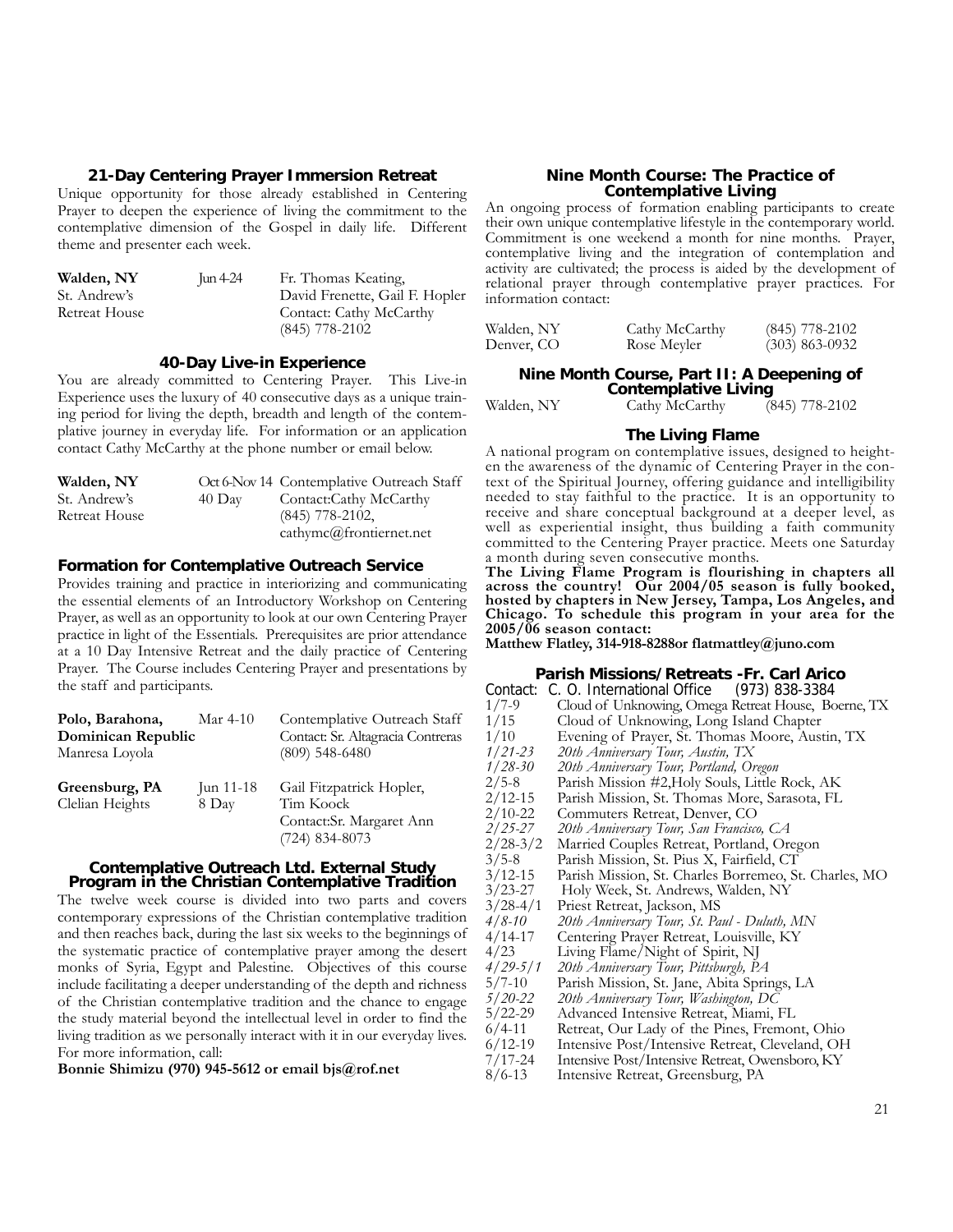### 21-Day Centering Prayer Immersion Retreat

Unique opportunity for those already established in Centering Prayer to deepen the experience of living the commitment to the contemplative dimension of the Gospel in daily life. Different theme and presenter each week.

| | | |
|---|---|---|
| **Walden, NY** | Jun 4-24 | Fr. Thomas Keating, |
| St. Andrew's | | David Frenette, Gail F. Hopler |
| Retreat House | | Contact: Cathy McCarthy |
| | | (845) 778-2102 |

### 40-Day Live-in Experience

You are already committed to Centering Prayer. This Live-in Experience uses the luxury of 40 consecutive days as a unique training period for living the depth, breadth and length of the contemplative journey in everyday life. For information or an application contact Cathy McCarthy at the phone number or email below.

| | | |
|---|---|---|
| **Walden, NY** | Oct 6-Nov 14 | Contemplative Outreach Staff |
| St. Andrew's | 40 Day | Contact:Cathy McCarthy |
| Retreat House | | (845) 778-2102, |
| | | cathymc@frontiernet.net |

### Formation for Contemplative Outreach Service

Provides training and practice in interiorizing and communicating the essential elements of an Introductory Workshop on Centering Prayer, as well as an opportunity to look at our own Centering Prayer practice in light of the Essentials. Prerequisites are prior attendance at a 10 Day Intensive Retreat and the daily practice of Centering Prayer. The Course includes Centering Prayer and presentations by the staff and participants.

| | | |
|---|---|---|
| **Polo, Barahona,** | Mar 4-10 | Contemplative Outreach Staff |
| **Dominican Republic** | | Contact: Sr. Altagracia Contreras |
| Manresa Loyola | | (809) 548-6480 |
| **Greensburg, PA** | Jun 11-18 | Gail Fitzpatrick Hopler, |
| Clelian Heights | 8 Day | Tim Koock |
| | | Contact:Sr. Margaret Ann |
| | | (724) 834-8073 |

### Contemplative Outreach Ltd. External Study Program in the Christian Contemplative Tradition

The twelve week course is divided into two parts and covers contemporary expressions of the Christian contemplative tradition and then reaches back, during the last six weeks to the beginnings of the systematic practice of contemplative prayer among the desert monks of Syria, Egypt and Palestine. Objectives of this course include facilitating a deeper understanding of the depth and richness of the Christian contemplative tradition and the chance to engage the study material beyond the intellectual level in order to find the living tradition as we personally interact with it in our everyday lives. For more information, call:

**Bonnie Shimizu (970) 945-5612 or email bjs@rof.net**

### Nine Month Course: The Practice of Contemplative Living

An ongoing process of formation enabling participants to create their own unique contemplative lifestyle in the contemporary world. Commitment is one weekend a month for nine months. Prayer, contemplative living and the integration of contemplation and activity are cultivated; the process is aided by the development of relational prayer through contemplative prayer practices. For information contact:

| | | |
|---|---|---|
| Walden, NY | Cathy McCarthy | (845) 778-2102 |
| Denver, CO | Rose Meyler | (303) 863-0932 |

### Nine Month Course, Part II: A Deepening of Contemplative Living

| | | |
|---|---|---|
| Walden, NY | Cathy McCarthy | (845) 778-2102 |

### The Living Flame

A national program on contemplative issues, designed to heighten the awareness of the dynamic of Centering Prayer in the context of the Spiritual Journey, offering guidance and intelligibility needed to stay faithful to the practice. It is an opportunity to receive and share conceptual background at a deeper level, as well as experiential insight, thus building a faith community committed to the Centering Prayer practice. Meets one Saturday a month during seven consecutive months.

**The Living Flame Program is flourishing in chapters all across the country! Our 2004/05 season is fully booked, hosted by chapters in New Jersey, Tampa, Los Angeles, and Chicago. To schedule this program in your area for the 2005/06 season contact:**

**Matthew Flatley, 314-918-8288or flatmattley@juno.com**

### Parish Missions/Retreats -Fr. Carl Arico

Contact: C. O. International Office (973) 838-3384

| | |
|---|---|
| 1/7-9 | Cloud of Unknowing, Omega Retreat House, Boerne, TX |
| 1/15 | Cloud of Unknowing, Long Island Chapter |
| 1/10 | Evening of Prayer, St. Thomas Moore, Austin, TX |
| *1/21-23* | *20th Anniversary Tour, Austin, TX* |
| *1/28-30* | *20th Anniversary Tour, Portland, Oregon* |
| 2/5-8 | Parish Mission #2,Holy Souls, Little Rock, AK |
| 2/12-15 | Parish Mission, St. Thomas More, Sarasota, FL |
| 2/10-22 | Commuters Retreat, Denver, CO |
| *2/25-27* | *20th Anniversary Tour, San Francisco, CA* |
| 2/28-3/2 | Married Couples Retreat, Portland, Oregon |
| 3/5-8 | Parish Mission, St. Pius X, Fairfield, CT |
| 3/12-15 | Parish Mission, St. Charles Borromeo, St. Charles, MO |
| 3/23-27 | Holy Week, St. Andrews, Walden, NY |
| 3/28-4/1 | Priest Retreat, Jackson, MS |
| *4/8-10* | *20th Anniversary Tour, St. Paul - Duluth, MN* |
| 4/14-17 | Centering Prayer Retreat, Louisville, KY |
| 4/23 | Living Flame/Night of Spirit, NJ |
| *4/29-5/1* | *20th Anniversary Tour, Pittsburgh, PA* |
| 5/7-10 | Parish Mission, St. Jane, Abita Springs, LA |
| *5/20-22* | *20th Anniversary Tour, Washington, DC* |
| 5/22-29 | Advanced Intensive Retreat, Miami, FL |
| 6/4-11 | Retreat, Our Lady of the Pines, Fremont, Ohio |
| 6/12-19 | Intensive Post/Intensive Retreat, Cleveland, OH |
| 7/17-24 | Intensive Post/Intensive Retreat, Owensboro, KY |
| 8/6-13 | Intensive Retreat, Greensburg, PA |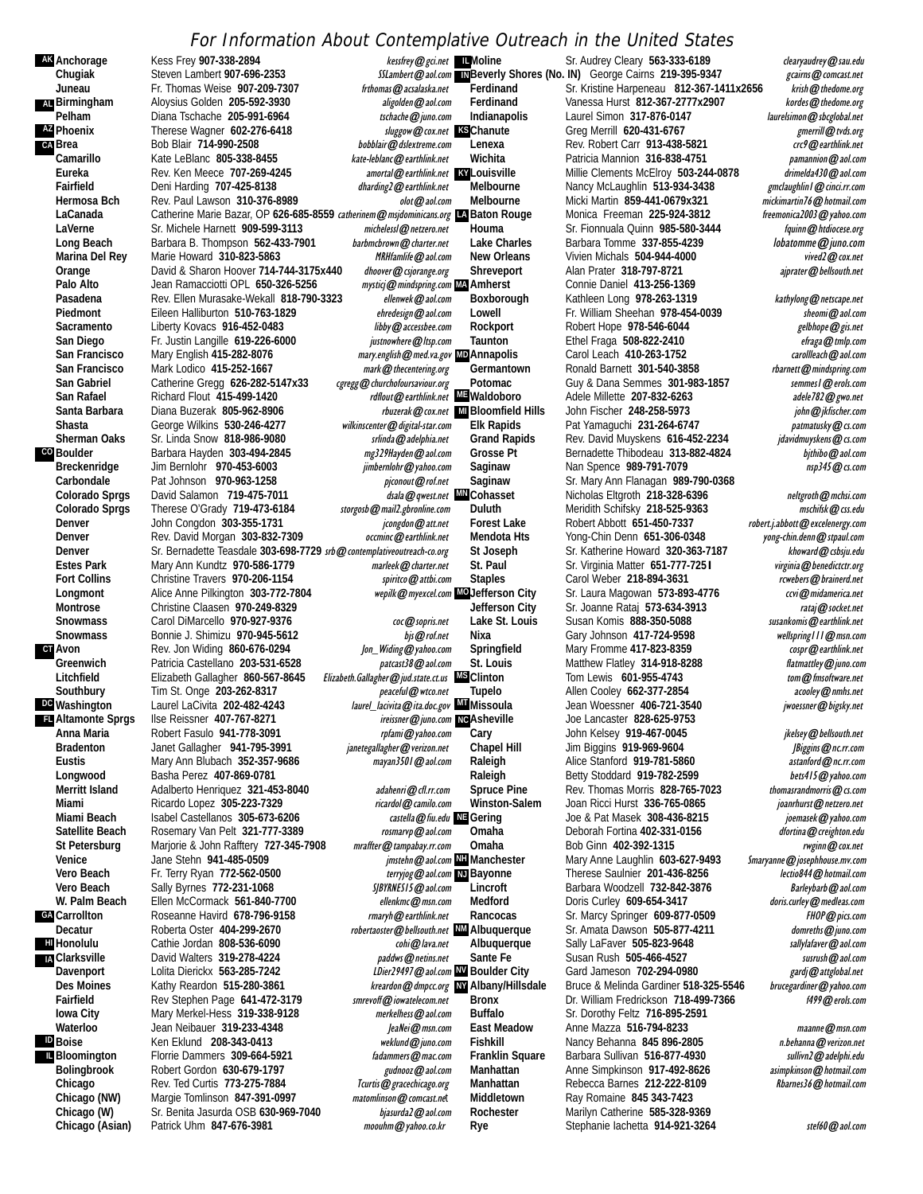# For Information About Contemplative Outreach in the United States

| State | City | Contact | Phone | Email |
|---|---|---|---|---|
| AK | Anchorage | Kess Frey | 907-338-2894 | kessfrey@gci.net |
| | Chugiak | Steven Lambert | 907-696-2353 | SSLambert@aol.com |
| | Juneau | Fr. Thomas Weise | 907-209-7307 | frthomas@acsalaska.net |
| AL | Birmingham | Aloysius Golden | 205-592-3930 | aligolden@aol.com |
| | Pelham | Diana Tschache | 205-991-6964 | tschache@juno.com |
| AZ | Phoenix | Therese Wagner | 602-276-6418 | sluggow@cox.net |
| CA | Brea | Bob Blair | 714-990-2508 | bobblair@dslextreme.com |
| | Camarillo | Kate LeBlanc | 805-338-8455 | kate-leblanc@earthlink.net |
| | Eureka | Rev. Ken Meece | 707-269-4245 | amortal@earthlink.net |
| | Fairfield | Deni Harding | 707-425-8138 | dharding2@earthlink.net |
| | Hermosa Bch | Rev. Paul Lawson | 310-376-8989 | olot@aol.com |
| | LaCanada | Catherine Marie Bazar, OP | 626-685-8559 | catherinem@msjdominicans.org |
| | LaVerne | Sr. Michele Harnett | 909-599-3113 | michelessl@netzero.net |
| | Long Beach | Barbara B. Thompson | 562-433-7901 | barbmcbrown@charter.net |
| | Marina Del Rey | Marie Howard | 310-823-5863 | MRHfamlife@aol.com |
| | Orange | David & Sharon Hoover | 714-744-3175x440 | dhoover@csjorange.org |
| | Palo Alto | Jean Ramacciotti OPL | 650-326-5256 | mysticj@mindspring.com |
| | Pasadena | Rev. Ellen Murasake-Wekall | 818-790-3323 | ellenwek@aol.com |
| | Piedmont | Eileen Halliburton | 510-763-1829 | ehredesign@aol.com |
| | Sacramento | Liberty Kovacs | 916-452-0483 | libby@accessbee.com |
| | San Diego | Fr. Justin Langille | 619-226-6000 | justnowhere@ltsp.com |
| | San Francisco | Mary English | 415-282-8076 | mary.english@med.va.gov |
| | San Francisco | Mark Lodico | 415-252-1667 | mark@thecentering.org |
| | San Gabriel | Catherine Gregg | 626-282-5147x33 | cgregg@churchofoursaviour.org |
| | San Rafael | Richard Flout | 415-499-1420 | rdflout@earthlink.net |
| | Santa Barbara | Diana Buzerak | 805-962-8906 | rbuzerak@cox.net |
| | Shasta | George Wilkins | 530-246-4277 | wilkinscenter@digital-star.com |
| | Sherman Oaks | Sr. Linda Snow | 818-986-9080 | srlinda@adelphia.net |
| CO | Boulder | Barbara Hayden | 303-494-2845 | mg329Hayden@aol.com |
| | Breckenridge | Jim Bernlohr | 970-453-6003 | jimbernlohr@yahoo.com |
| | Carbondale | Pat Johnson | 970-963-1258 | pjconout@rof.net |
| | Colorado Sprgs | David Salamon | 719-475-7011 | dsala@qwest.net |
| | Colorado Sprgs | Therese O'Grady | 719-473-6184 | storgosb@mail2.gbronline.com |
| | Denver | John Congdon | 303-355-1731 | jcongdon@att.net |
| | Denver | Rev. David Morgan | 303-832-7309 | occminc@earthlink.net |
| | Denver | Sr. Bernadette Teasdale | 303-698-7729 | srb@contemplativeoutreach-co.org |
| | Estes Park | Mary Ann Kundtz | 970-586-1779 | marleek@charter.net |
| | Fort Collins | Christine Travers | 970-206-1154 | spiritco@attbi.com |
| | Longmont | Alice Anne Pilkington | 303-772-7804 | wepilk@myexcel.com |
| | Montrose | Christine Claasen | 970-249-8329 | |
| | Snowmass | Carol DiMarcello | 970-927-9376 | coc@sopris.net |
| | Snowmass | Bonnie J. Shimizu | 970-945-5612 | bjs@rof.net |
| CT | Avon | Rev. Jon Widing | 860-676-0294 | Jon_Widing@yahoo.com |
| | Greenwich | Patricia Castellano | 203-531-6528 | patcast38@aol.com |
| | Litchfield | Elizabeth Gallagher | 860-567-8645 | Elizabeth.Gallagher@jud.state.ct.us |
| | Southbury | Tim St. Onge | 203-262-8317 | peaceful@wtco.net |
| DC | Washington | Laurel LaCivita | 202-482-4243 | laurel_lacivita@ita.doc.gov |
| FL | Altamonte Sprgs | Ilse Reissner | 407-767-8271 | ireissner@juno.com |
| | Anna Maria | Robert Fasulo | 941-778-3091 | rpfami@yahoo.com |
| | Bradenton | Janet Gallagher | 941-795-3991 | janetegallagher@verizon.net |
| | Eustis | Mary Ann Blubach | 352-357-9686 | mayan3501@aol.com |
| | Longwood | Basha Perez | 407-869-0781 | |
| | Merritt Island | Adalberto Henriquez | 321-453-8040 | adahenri@cfl.rr.com |
| | Miami | Ricardo Lopez | 305-223-7329 | ricardol@camilo.com |
| | Miami Beach | Isabel Castellanos | 305-673-6206 | castella@fiu.edu |
| | Satellite Beach | Rosemary Van Pelt | 321-777-3389 | rosmarvp@aol.com |
| | St Petersburg | Marjorie & John Rafftery | 727-345-7908 | mraffter@tampabay.rr.com |
| | Venice | Jane Stehn | 941-485-0509 | jmstehn@aol.com |
| | Vero Beach | Fr. Terry Ryan | 772-562-0500 | terryjog@aol.com |
| | Vero Beach | Sally Byrnes | 772-231-1068 | SJBYRNES15@aol.com |
| | W. Palm Beach | Ellen McCormack | 561-840-7700 | ellenkmc@msn.com |
| GA | Carrollton | Roseanne Havird | 678-796-9158 | rmaryh@earthlink.net |
| | Decatur | Roberta Oster | 404-299-2670 | robertaoster@bellsouth.net |
| HI | Honolulu | Cathie Jordan | 808-536-6090 | cohi@lava.net |
| IA | Clarksville | David Walters | 319-278-4224 | paddws@netins.net |
| | Davenport | Lolita Dierickx | 563-285-7242 | LDier29497@aol.com |
| | Des Moines | Kathy Reardon | 515-280-3861 | kreardon@dmpcc.org |
| | Fairfield | Rev Stephen Page | 641-472-3179 | smrevoff@iowatelecom.net |
| | Iowa City | Mary Merkel-Hess | 319-338-9128 | merkelhess@aol.com |
| | Waterloo | Jean Neibauer | 319-233-4348 | JeaNei@msn.com |
| ID | Boise | Ken Eklund | 208-343-0413 | weklund@juno.com |
| IL | Bloomington | Florrie Dammers | 309-664-5921 | fadammers@mac.com |
| | Bolingbrook | Robert Gordon | 630-679-1797 | gudnooz@aol.com |
| | Chicago | Rev. Ted Curtis | 773-275-7884 | Tcurtis@gracechicago.org |
| | Chicago (NW) | Margie Tomlinson | 847-391-0997 | matomlinson@comcast.net |
| | Chicago (W) | Sr. Benita Jasurda OSB | 630-969-7040 | bjasurda2@aol.com |
| | Chicago (Asian) | Patrick Uhm | 847-676-3981 | moouhm@yahoo.co.kr |
| IL | Moline | Sr. Audrey Cleary | 563-333-6189 | clearyaudrey@sau.edu |
| IN | Beverly Shores (No. IN) | George Cairns | 219-395-9347 | gcairns@comcast.net |
| | Ferdinand | Sr. Kristine Harpeneau | 812-367-1411x2656 | krish@thedome.org |
| | Ferdinand | Vanessa Hurst | 812-367-2777x2907 | kordes@thedome.org |
| | Indianapolis | Laurel Simon | 317-876-0147 | laurelsimon@sbcglobal.net |
| KS | Chanute | Greg Merrill | 620-431-6767 | gmerrill@tvds.org |
| | Lenexa | Rev. Robert Carr | 913-438-5821 | crc9@earthlink.net |
| | Wichita | Patricia Mannion | 316-838-4751 | pamannion@aol.com |
| KY | Louisville | Millie Clements McElroy | 503-244-0878 | drimelda430@aol.com |
| | Melbourne | Nancy McLaughlin | 513-934-3438 | gmclaughlin1@cinci.rr.com |
| | Melbourne | Micki Martin | 859-441-0679x321 | mickimartin76@hotmail.com |
| LA | Baton Rouge | Monica Freeman | 225-924-3812 | freemonica2003@yahoo.com |
| | Houma | Sr. Fionnuala Quinn | 985-580-3444 | fquinn@htdiocese.org |
| | Lake Charles | Barbara Tomme | 337-855-4239 | lobatomme@juno.com |
| | New Orleans | Vivien Michals | 504-944-4000 | vived2@cox.net |
| | Shreveport | Alan Prater | 318-797-8721 | ajprater@bellsouth.net |
| MA | Amherst | Connie Daniel | 413-256-1369 | |
| | Boxborough | Kathleen Long | 978-263-1319 | kathylong@netscape.net |
| | Lowell | Fr. William Sheehan | 978-454-0039 | sheomi@aol.com |
| | Rockport | Robert Hope | 978-546-6044 | gelbhope@gis.net |
| | Taunton | Ethel Fraga | 508-822-2410 | efraga@tmlp.com |
| MD | Annapolis | Carol Leach | 410-263-1752 | carollleach@aol.com |
| | Germantown | Ronald Barnett | 301-540-3858 | rbarnett@mindspring.com |
| | Potomac | Guy & Dana Semmes | 301-983-1857 | semmes1@erols.com |
| ME | Waldoboro | Adele Millette | 207-832-6263 | adele782@gwo.net |
| MI | Bloomfield Hills | John Fischer | 248-258-5973 | john@jkfischer.com |
| | Elk Rapids | Pat Yamaguchi | 231-264-6747 | patmatusky@cs.com |
| | Grand Rapids | Rev. David Muyskens | 616-452-2234 | jdavidmuyskens@cs.com |
| | Grosse Pt | Bernadette Thibodeau | 313-882-4824 | bjthibo@aol.com |
| | Saginaw | Nan Spence | 989-791-7079 | nsp345@cs.com |
| | Saginaw | Sr. Mary Ann Flanagan | 989-790-0368 | |
| MN | Cohasset | Nicholas Eltgroth | 218-328-6396 | neltgroth@mchsi.com |
| | Duluth | Meridith Schifsky | 218-525-9363 | mschifsk@css.edu |
| | Forest Lake | Robert Abbott | 651-450-7337 | robert.j.abbott@excelenergy.com |
| | Mendota Hts | Yong-Chin Denn | 651-306-0348 | yong-chin.denn@stpaul.com |
| | St Joseph | Sr. Katherine Howard | 320-363-7187 | khoward@csbsju.edu |
| | St. Paul | Sr. Virginia Matter | 651-777-7251 | virginia@benedictctr.org |
| | Staples | Carol Weber | 218-894-3631 | rcwebers@brainerd.net |
| MO | Jefferson City | Sr. Laura Magowan | 573-893-4776 | ccvi@midamerica.net |
| | Jefferson City | Sr. Joanne Rataj | 573-634-3913 | rataj@socket.net |
| | Lake St. Louis | Susan Komis | 888-350-5088 | susankomis@earthlink.net |
| | Nixa | Gary Johnson | 417-724-9598 | wellspring111@msn.com |
| | Springfield | Mary Fromme | 417-823-8359 | cospr@earthlink.net |
| | St. Louis | Matthew Flatley | 314-918-8288 | flatmattley@juno.com |
| MS | Clinton | Tom Lewis | 601-955-4743 | tom@fmsoftware.net |
| | Tupelo | Allen Cooley | 662-377-2854 | acooley@nmhs.net |
| MT | Missoula | Jean Woessner | 406-721-3540 | jwoessner@bigsky.net |
| NC | Asheville | Joe Lancaster | 828-625-9753 | |
| | Cary | John Kelsey | 919-467-0045 | jkelsey@bellsouth.net |
| | Chapel Hill | Jim Biggins | 919-969-9604 | JBiggins@nc.rr.com |
| | Raleigh | Alice Stanford | 919-781-5860 | astanford@nc.rr.com |
| | Raleigh | Betty Stoddard | 919-782-2599 | bets415@yahoo.com |
| | Spruce Pine | Rev. Thomas Morris | 828-765-7023 | thomasrandmorris@cs.com |
| | Winston-Salem | Joan Ricci Hurst | 336-765-0865 | joanrhurst@netzero.net |
| NE | Gering | Joe & Pat Masek | 308-436-8215 | joemasek@yahoo.com |
| | Omaha | Deborah Fortina | 402-331-0156 | dfortina@creighton.edu |
| | Omaha | Bob Ginn | 402-392-1315 | rwginn@cox.net |
| NH | Manchester | Mary Anne Laughlin | 603-627-9493 | Smaryanne@josephhouse.mv.com |
| NJ | Bayonne | Therese Saulnier | 201-436-8256 | lectio844@hotmail.com |
| | Lincroft | Barbara Woodzell | 732-842-3876 | Barleybarb@aol.com |
| | Medford | Doris Curley | 609-654-3417 | doris.curley@medleas.com |
| | Rancocas | Sr. Marcy Springer | 609-877-0509 | FHOP@pics.com |
| NM | Albuquerque | Sr. Amata Dawson | 505-877-4211 | domreths@juno.com |
| | Albuquerque | Sally LaFaver | 505-823-9648 | sallylafaver@aol.com |
| | Sante Fe | Susan Rush | 505-466-4527 | susrush@aol.com |
| NV | Boulder City | Gard Jameson | 702-294-0980 | gardj@attglobal.net |
| NY | Albany/Hillsdale | Bruce & Melinda Gardiner | 518-325-5546 | brucegardiner@yahoo.com |
| | Bronx | Dr. William Fredrickson | 718-499-7366 | f499@erols.com |
| | Buffalo | Sr. Dorothy Feltz | 716-895-2591 | |
| | East Meadow | Anne Mazza | 516-794-8233 | maanne@msn.com |
| | Fishkill | Nancy Behanna | 845 896-2805 | n.behanna@verizon.net |
| | Franklin Square | Barbara Sullivan | 516-877-4930 | sullivn2@adelphi.edu |
| | Manhattan | Anne Simpkinson | 917-492-8626 | asimpkinson@hotmail.com |
| | Manhattan | Rebecca Barnes | 212-222-8109 | Rbarnes36@hotmail.com |
| | Middletown | Ray Romaine | 845 343-7423 | |
| | Rochester | Marilyn Catherine | 585-328-9369 | |
| | Rye | Stephanie Iachetta | 914-921-3264 | stef60@aol.com |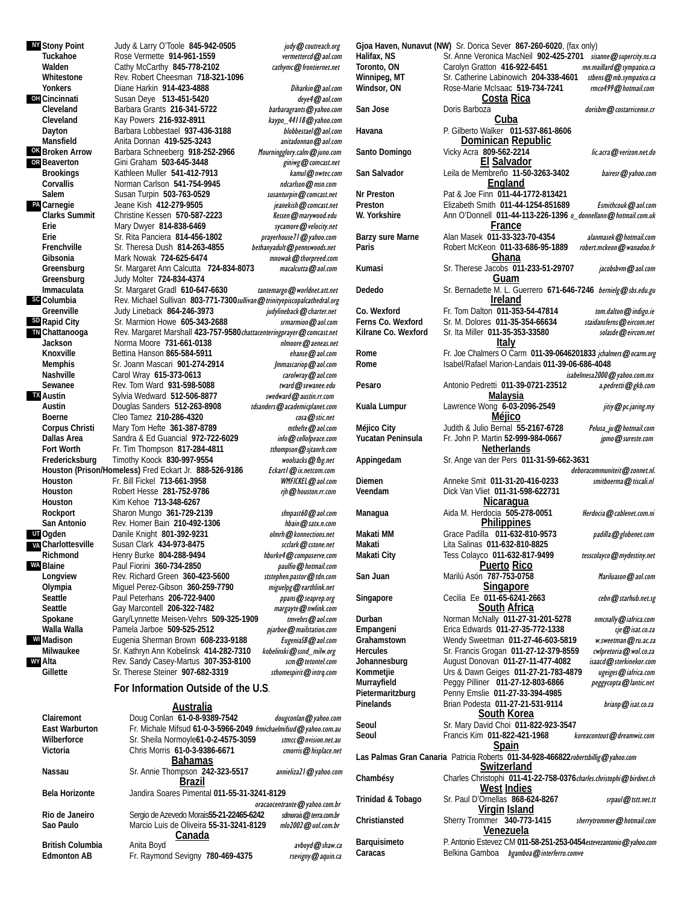**NY** **Stony Point** Judy & Larry O'Toole **845-942-0505** *judy@coutreach.org*
**Tuckahoe** Rose Vermette **914-961-1559** *vermettercd@aol.com*
**Walden** Cathy McCarthy **845-778-2102** *cathymc@frontiernet.net*
**Whitestone** Rev. Robert Cheesman **718-321-1096**
**Yonkers** Diane Harkin **914-423-4888** *Diharkin@aol.com*

**OH** **Cincinnati** Susan Deye **513-451-5420** *deye4@aol.com*
**Cleveland** Barbara Grants **216-341-5722** *barbaragrants@yahoo.com*
**Cleveland** Kay Powers **216-932-8911** *kaypo_44118@yahoo.com*
**Dayton** Barbara Lobbestael **937-436-3188** *blobbestael@aol.com*
**Mansfield** Anita Donnan **419-525-3243** *anitadonnan@aol.com*

**OK** **Broken Arrow** Barbara Schneeberg **918-252-2966** *Mourningglory.calm@juno.com*

**OR** **Beaverton** Gini Graham **503-645-3448** *giniwg@comcast.net*
**Brookings** Kathleen Muller **541-412-7913** *kamul@nwtec.com*
**Corvallis** Norman Carlson **541-754-9945** *ndcarlson@msn.com*
**Salem** Susan Turpin **503-763-0529** *susanturpin@comcast.net*

**PA** **Carnegie** Jeane Kish **412-279-9505** *jeanekish@comcast.net*
**Clarks Summit** Christine Kessen **570-587-2223** *Kessen@marywood.edu*
**Erie** Mary Dwyer **814-838-6469** *sycamore@velocity.net*
**Erie** Sr. Rita Panciera **814-456-1802** *prayerhouse71@yahoo.com*
**Frenchville** Sr. Theresa Dush **814-263-4855** *bethanyadult@pennswoods.net*
**Gibsonia** Mark Nowak **724-625-6474** *mnowak@thorpreed.com*
**Greensburg** Sr. Margaret Ann Calcutta **724-834-8073** *macalcutta@aol.com*
**Greensburg** Judy Molter **724-834-4374**
**Immaculata** Sr. Margaret Gradl **610-647-6630** *tantemargo@worldnet.att.net*

**SC** **Columbia** Rev. Michael Sullivan **803-771-7300** *sullivan@trinityepiscopalcathedral.org*
**Greenville** Judy Lineback **864-246-3973** *judylineback@charter.net*

**SD** **Rapid City** Sr. Marmion Howe **605-343-2688** *srmarmion@aol.com*

**TN** **Chattanooga** Rev. Margaret Marshall **423-757-9580** *chattacenteringprayer@comcast.net*
**Jackson** Norma Moore **731-661-0138** *nlmoore@aeneas.net*
**Knoxville** Bettina Hanson **865-584-5911** *ehanse@aol.com*
**Memphis** Sr. Joann Mascari **901-274-2914** *Jmmascariop@aol.com*
**Nashville** Carol Wray **615-373-0613** *carolwray@aol.com*
**Sewanee** Rev. Tom Ward **931-598-5088** *tward@sewanee.edu*

**TX** **Austin** Sylvia Wedward **512-506-8877** *swedward@austin.rr.com*
**Austin** Douglas Sanders **512-263-8908** *tdsanders@academicplanet.com*
**Boerne** Cleo Tamez **210-286-4320** *cosa@stic.net*
**Corpus Christi** Mary Tom Hefte **361-387-8789** *mthefte@aol.com*
**Dallas Area** Sandra & Ed Guancial **972-722-6029** *info@cellofpeace.com*
**Fort Worth** Fr. Tim Thompson **817-284-4811** *tthompson@sjtanrh.com*
**Fredericksburg** Timothy Koock **830-997-9554** *woolsacks@fbg.net*
**Houston (Prison/Homeless)** Fred Eckart Jr. **888-526-9186** *Eckart1@ix.netcom.com*
**Houston** Fr. Bill Fickel **713-661-3958** *WMFICKEL@aol.com*
**Houston** Robert Hesse **281-752-9786** *rjh@houston.rr.com*
**Houston** Kim Kehoe **713-348-6267**
**Rockport** Sharon Mungo **361-729-2139** *sfmpast60@aol.com*
**San Antonio** Rev. Homer Bain **210-492-1306** *hbain@satx.rr.com*

**UT** **Ogden** Danile Knight **801-392-9231** *olmrh@konnections.net*

**VA** **Charlottesville** Susan Clark **434-973-8475** *scclark@cstone.net*
**Richmond** Henry Burke **804-288-9494** *hburke4@compuserve.com*

**WA** **Blaine** Paul Fiorini **360-734-2850** *paulfio@hotmail.com*
**Longview** Rev. Richard Green **360-423-5600** *ststephen.pastor@tdn.com*
**Olympia** Miguel Perez-Gibson **360-259-7790** *miguelpg@earthlink.net*
**Seattle** Paul Peterhans **206-722-9400** *ppans@seaprep.org*
**Seattle** Gay Marcontell **206-322-7482** *margayte@nwlink.com*
**Spokane** Gary/Lynnette Meisen-Vehrs **509-325-1909** *tmvehrs@aol.com*
**Walla Walla** Pamela Jarboe **509-525-2512** *pjarboe@mailstation.com*

**WI** **Madison** Eugenia Sherman Brown **608-233-9188** *EugeniaSB@aol.com*
**Milwaukee** Sr. Kathryn Ann Kobelinsk **414-282-7310** *kobelinski@ssnd_milw.org*

**WY** **Alta** Rev. Sandy Casey-Martus **307-353-8100** *scm@tetontel.com*
**Gillette** Sr. Therese Steiner **907-682-3319** *sthomespirit@intrq.com*

## For Information Outside of the U.S.

### Australia

**Clairemont** Doug Conlan **61-0-8-9389-7542** *dougconlan@yahoo.com*
**East Warburton** Fr. Michale Mifsud **61-0-3-5966-2049** *frmichaelmifsud@yahoo.com.au*
**Wilberforce** Sr. Sheila Normoyle **61-0-2-4575-3059** *stmcc@nvision.net.au*
**Victoria** Chris Morris **61-0-3-9386-6671** *cmorris@hisplace.net*

### Bahamas

**Nassau** Sr. Annie Thompson **242-323-5517** *annieliza21@yahoo.com*

### Brazil

**Bela Horizonte** Jandira Soares Pimental **011-55-31-3241-8129** *oracaocentrante@yahoo.com.br*
**Rio de Janeiro** Sergio de Azevedo Morais **55-21-22465-6242** *sdmorais@terra.com.br*
**Sao Paulo** Marcio Luis de Oliveira **55-31-3241-8129** *mlo2002@uol.com.br*

### Canada

**British Columbia** Anita Boyd *avboyd@shaw.ca*
**Edmonton AB** Fr. Raymond Sevigny **780-469-4375** *rsevigny@aquin.ca*
**Gjoa Haven, Nunavut (NW)** Sr. Dorica Sever **867-260-6020**, (fax only)
**Halifax, NS** Sr. Anne Veronica MacNeil **902-425-2701** *sisanne@supercity.ns.ca*
**Toronto, ON** Carolyn Gratton **416-922-6451** *mn.maillard@sympatico.ca*
**Winnipeg, MT** Sr. Catherine Labinowich **204-338-4601** *stbens@mb.sympatico.ca*
**Windsor, ON** Rose-Marie McIsaac **519-734-7241** *rmco499@hotmail.com*

### Costa Rica

**San Jose** Doris Barboza *dorisbm@costarricense.cr*

### Cuba

**Havana** P. Gilberto Walker **011-537-861-8606**

### Dominican Republic

**Santo Domingo** Vicky Acra **809-562-2214** *lic.acra@verizon.net.do*

### El Salvador

**San Salvador** Leila de Membreño **11-50-3263-3402** *bairesr@yahoo.com*

### England

**Nr Preston** Pat & Joe Finn **011-44-1772-813421**
**Preston** Elizabeth Smith **011-44-1254-851689** *Esmithcouk@aol.com*
**W. Yorkshire** Ann O'Donnell **011-44-113-226-1396** *o_donnellann@hotmail.com.uk*

### France

**Barzy sure Marne** Alan Masek **011-33-323-70-4354** *alanmasek@hotmail.com*
**Paris** Robert McKeon **011-33-686-95-1889** *robert.mckeon@wanadoo.fr*

### Ghana

**Kumasi** Sr. Therese Jacobs **011-233-51-29707** *jacobsbvm@aol.com*

### Guam

**Dededo** Sr. Bernadette M. L. Guerrero **671-646-7246** *bernielg@sbs.edu.gu*

### Ireland

**Co. Wexford** Fr. Tom Dalton **011-353-54-47814** *tom.dalton@indigo.ie*
**Ferns Co. Wexford** Sr. M. Dolores **011-35-354-66634** *staidansferns@eircom.net*
**Kilrane Co. Wexford** Sr. Ita Miller **011-35-353-33580** *solasde@eircom.net*

### Italy

**Rome** Fr. Joe Chalmers O Carm **011-39-0646201833** *jchalmers@ocarm.org*
**Rome** Isabel/Rafael Marion-Landais **011-39-06-686-4048** *isabelmesa2000@yahoo.com.mx*
**Pesaro** Antonio Pedretti **011-39-0721-23512** *a.pedretti@gkb.com*

### Malaysia

**Kuala Lumpur** Lawrence Wong **6-03-2096-2549** *jitiy@pc.jaring.my*

### Méjico

**Méjico City** Judith & Julio Bernal **55-2167-6728** *Pelusa_ju@hotmail.com*
**Yucatan Peninsula** Fr. John P. Martin **52-999-984-0667** *jpmo@sureste.com*

### Netherlands

**Appingedam** Sr. Ange van der Pers **011-31-59-662-3631** *deboracommuniteit@zonnet.nl.*
**Diemen** Anneke Smit **011-31-20-416-0233** *smitboerma@tiscali.nl*
**Veendam** Dick Van Vliet **011-31-598-622731**

### Nicaragua

**Managua** Aida M. Herdocia **505-278-0051** *Herdocia@cablenet.com.ni*

### Philippines

**Makati MM** Grace Padilla **011-632-810-9573** *padilla@globenet.com*
**Makati** Lita Salinas **011-632-810-8825**
**Makati City** Tess Colayco **011-632-817-9499** *tesscolayco@mydestiny.net*

### Puerto Rico

**San Juan** Marilú Asón **787-753-0758** *Mariluason@aol.com*

### Singapore

**Singapore** Cecilia Ee **011-65-6241-2663** *cebn@starhub.net.sg*

### South Africa

**Durban** Norman McNally **011-27-31-201-5278** *nmcnally@iafrica.com*
**Empangeni** Erica Edwards **011-27-35-772-1338** *cje@isat.co.za*
**Grahamstown** Wendy Sweetman **011-27-46-603-5819** *w.sweetman@ru.ac.za*
**Hercules** Sr. Francis Grogan **011-27-12-379-8559** *cwlpretoria@wol.co.za*
**Johannesburg** August Donovan **011-27-11-477-4082** *isaacd@sterkinekor.com*
**Kommetjie** Urs & Dawn Geiges **011-27-21-783-4879** *ugeiges@iafrica.com*
**Murrayfield** Peggy Pilliner **011-27-12-803-6866** *peggycopta@lantic.net*
**Pietermaritzburg** Penny Emslie **011-27-33-394-4985**
**Pinelands** Brian Podesta **011-27-21-531-9114** *brianp@isat.co.za*

### South Korea

**Seoul** Sr. Mary David Choi **011-822-923-3547**
**Seoul** Francis Kim **011-822-421-1968** *koreacontout@dreamwiz.com*

### Spain

**Las Palmas Gran Canaria** Patricia Roberts **011-34-928-466822** *robertsbillig@yahoo.com*

### Switzerland

**Chambésy** Charles Christophi **011-41-22-758-0376** *charles.christophi@birdnet.ch*

### West Indies

**Trinidad & Tobago** Sr. Paul D'Ornellas **868-624-8267** *srpaul@tstt.net.tt*

### Virgin Island

**Christiansted** Sherry Trommer **340-773-1415** *sherrytrommer@hotmail.com*

### Venezuela

**Barquisimeto** P. Antonio Estevez CM **011-58-251-253-0454** *estevezantonio@yahoo.com*
**Caracas** Belkina Gamboa *bgamboa@interferro.comve*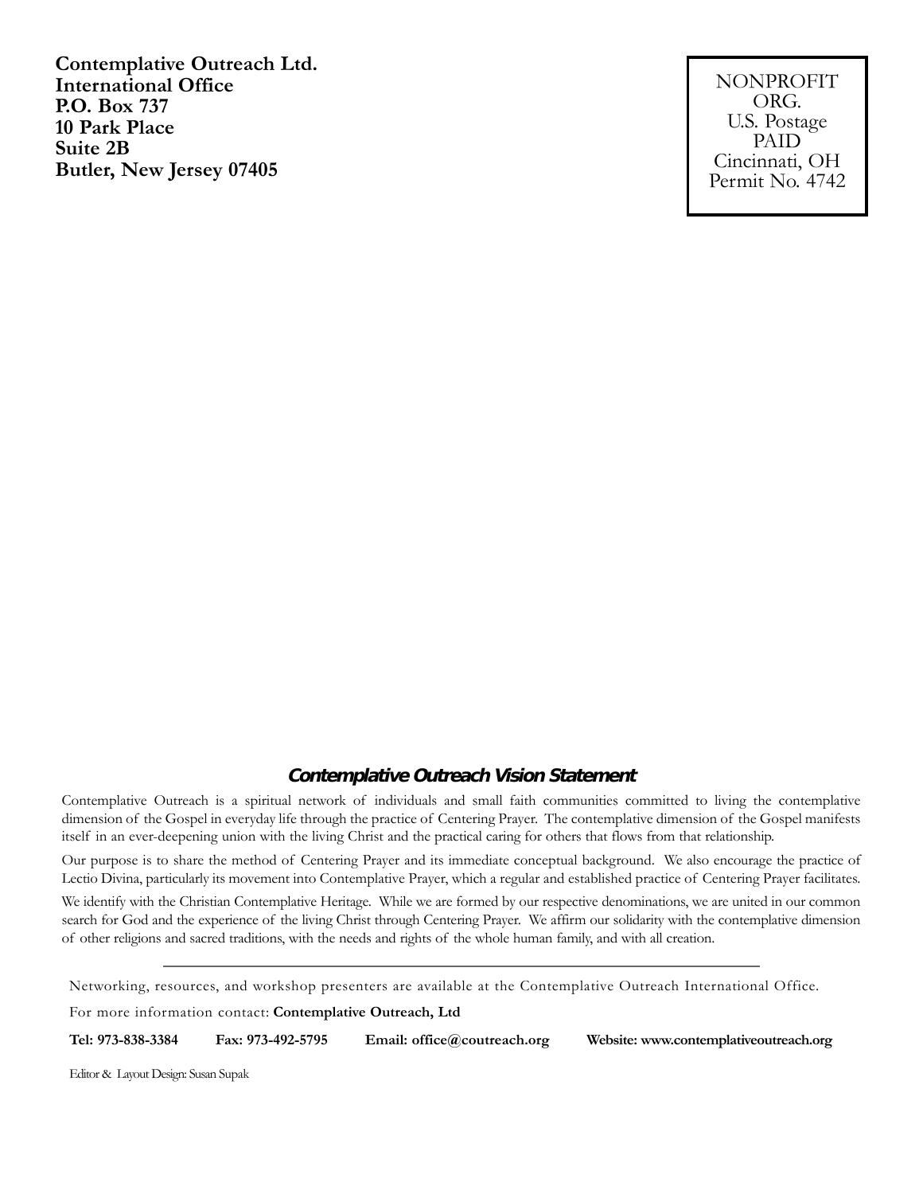**Contemplative Outreach Ltd.**
**International Office**
**P.O. Box 737**
**10 Park Place**
**Suite 2B**
**Butler, New Jersey 07405**

NONPROFIT
ORG.
U.S. Postage
PAID
Cincinnati, OH
Permit No. 4742

## *Contemplative Outreach Vision Statement*

Contemplative Outreach is a spiritual network of individuals and small faith communities committed to living the contemplative dimension of the Gospel in everyday life through the practice of Centering Prayer. The contemplative dimension of the Gospel manifests itself in an ever-deepening union with the living Christ and the practical caring for others that flows from that relationship.

Our purpose is to share the method of Centering Prayer and its immediate conceptual background. We also encourage the practice of Lectio Divina, particularly its movement into Contemplative Prayer, which a regular and established practice of Centering Prayer facilitates.

We identify with the Christian Contemplative Heritage. While we are formed by our respective denominations, we are united in our common search for God and the experience of the living Christ through Centering Prayer. We affirm our solidarity with the contemplative dimension of other religions and sacred traditions, with the needs and rights of the whole human family, and with all creation.

---

Networking, resources, and workshop presenters are available at the Contemplative Outreach International Office.

For more information contact: **Contemplative Outreach, Ltd**

**Tel: 973-838-3384** **Fax: 973-492-5795** **Email: office@coutreach.org** **Website: www.contemplativeoutreach.org**

Editor & Layout Design: Susan Supak